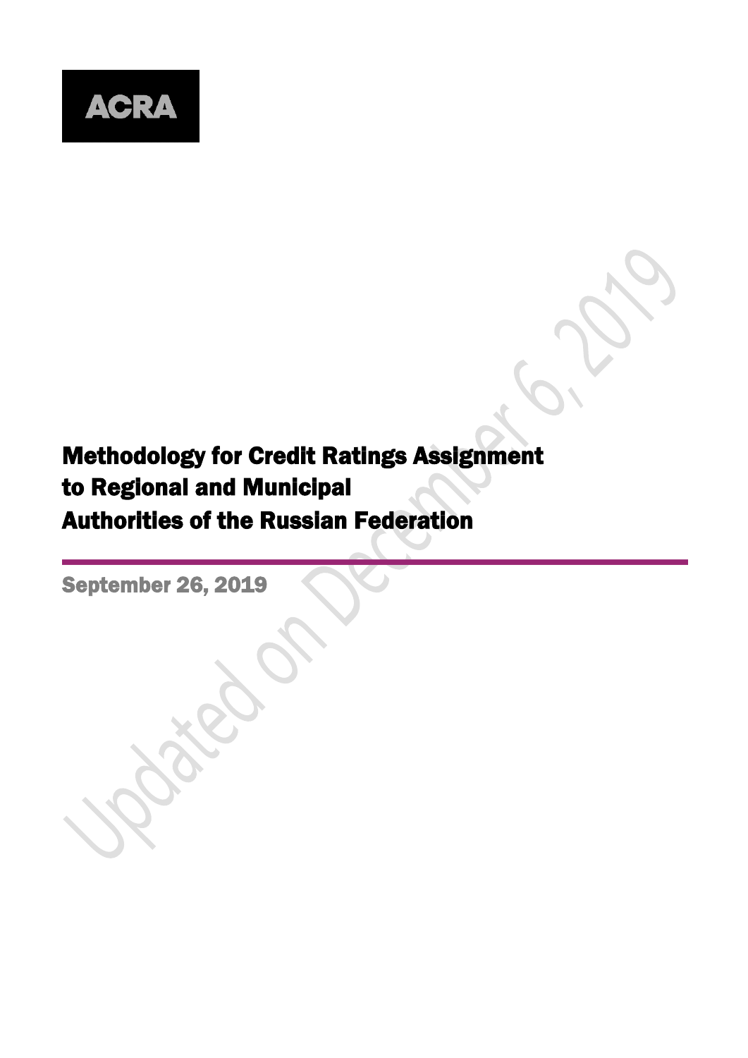ACRA

# Methodology for Credit Ratings Assignment to Regional and Municipal Authorities of the Russian Federation

September 26, 2019

Updated on December 6, 2019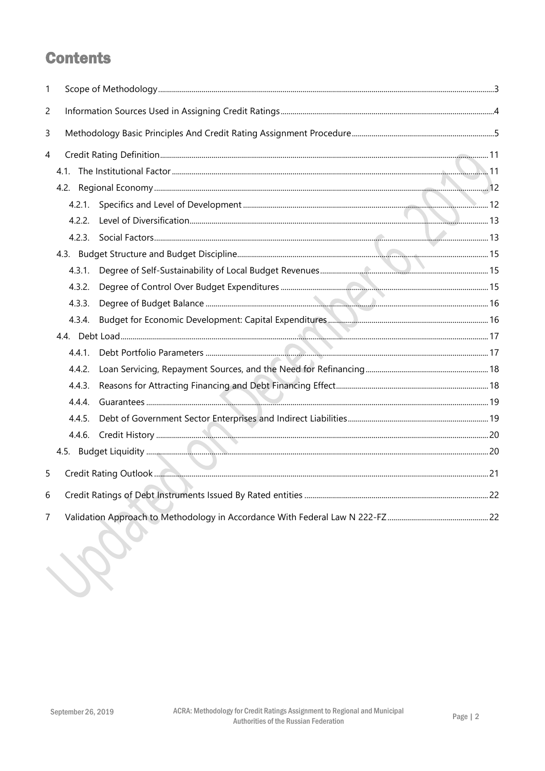# Contents

1 Scope of Methodology .......... 3

2 Information Sources Used in Assigning Credit Ratings .......... 4

3 Methodology Basic Principles And Credit Rating Assignment Procedure .......... 5

4 Credit Rating Definition .......... 11

- 4.1. The Institutional Factor .......... 11
- 4.2. Regional Economy .......... 12
  - 4.2.1. Specifics and Level of Development .......... 12
  - 4.2.2. Level of Diversification .......... 13
  - 4.2.3. Social Factors .......... 13
- 4.3. Budget Structure and Budget Discipline .......... 15
  - 4.3.1. Degree of Self-Sustainability of Local Budget Revenues .......... 15
  - 4.3.2. Degree of Control Over Budget Expenditures .......... 15
  - 4.3.3. Degree of Budget Balance .......... 16
  - 4.3.4. Budget for Economic Development: Capital Expenditures .......... 16
- 4.4. Debt Load .......... 17
  - 4.4.1. Debt Portfolio Parameters .......... 17
  - 4.4.2. Loan Servicing, Repayment Sources, and the Need for Refinancing .......... 18
  - 4.4.3. Reasons for Attracting Financing and Debt Financing Effect .......... 18
  - 4.4.4. Guarantees .......... 19
  - 4.4.5. Debt of Government Sector Enterprises and Indirect Liabilities .......... 19
  - 4.4.6. Credit History .......... 20
- 4.5. Budget Liquidity .......... 20

5 Credit Rating Outlook .......... 21

6 Credit Ratings of Debt Instruments Issued By Rated entities .......... 22

7 Validation Approach to Methodology in Accordance With Federal Law N 222-FZ .......... 22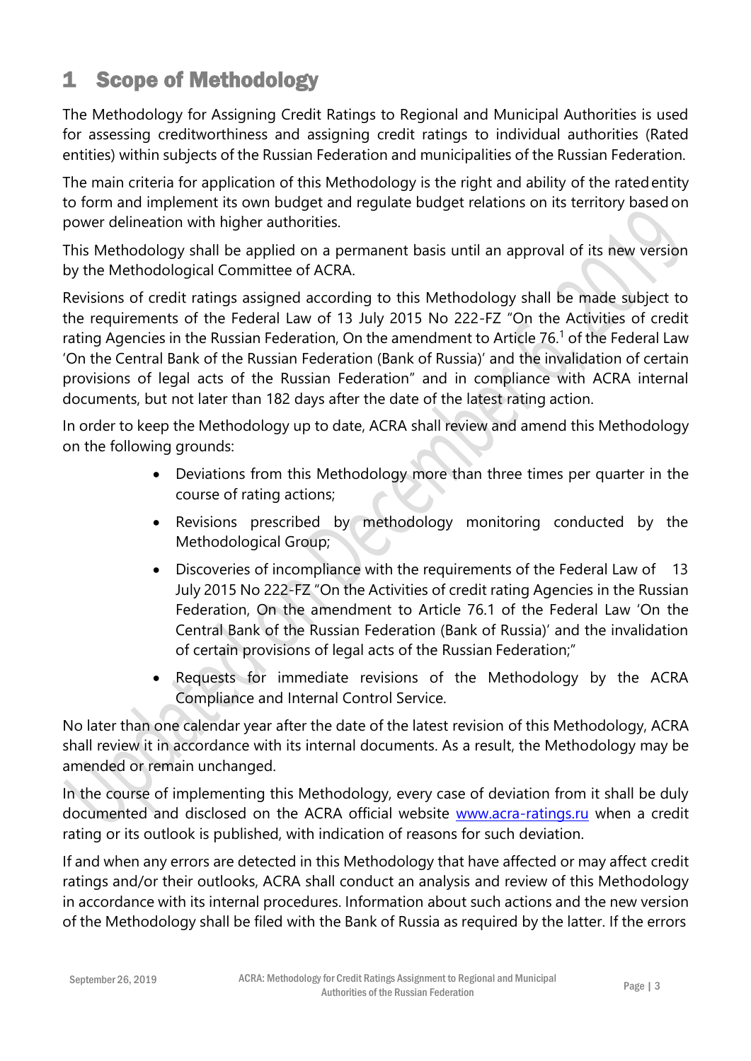# 1 Scope of Methodology

The Methodology for Assigning Credit Ratings to Regional and Municipal Authorities is used for assessing creditworthiness and assigning credit ratings to individual authorities (Rated entities) within subjects of the Russian Federation and municipalities of the Russian Federation.

The main criteria for application of this Methodology is the right and ability of the rated entity to form and implement its own budget and regulate budget relations on its territory based on power delineation with higher authorities.

This Methodology shall be applied on a permanent basis until an approval of its new version by the Methodological Committee of ACRA.

Revisions of credit ratings assigned according to this Methodology shall be made subject to the requirements of the Federal Law of 13 July 2015 No 222-FZ "On the Activities of credit rating Agencies in the Russian Federation, On the amendment to Article 76.[1] of the Federal Law 'On the Central Bank of the Russian Federation (Bank of Russia)' and the invalidation of certain provisions of legal acts of the Russian Federation" and in compliance with ACRA internal documents, but not later than 182 days after the date of the latest rating action.

In order to keep the Methodology up to date, ACRA shall review and amend this Methodology on the following grounds:

- Deviations from this Methodology more than three times per quarter in the course of rating actions;
- Revisions prescribed by methodology monitoring conducted by the Methodological Group;
- Discoveries of incompliance with the requirements of the Federal Law of 13 July 2015 No 222-FZ "On the Activities of credit rating Agencies in the Russian Federation, On the amendment to Article 76.1 of the Federal Law 'On the Central Bank of the Russian Federation (Bank of Russia)' and the invalidation of certain provisions of legal acts of the Russian Federation;"
- Requests for immediate revisions of the Methodology by the ACRA Compliance and Internal Control Service.

No later than one calendar year after the date of the latest revision of this Methodology, ACRA shall review it in accordance with its internal documents. As a result, the Methodology may be amended or remain unchanged.

In the course of implementing this Methodology, every case of deviation from it shall be duly documented and disclosed on the ACRA official website www.acra-ratings.ru when a credit rating or its outlook is published, with indication of reasons for such deviation.

If and when any errors are detected in this Methodology that have affected or may affect credit ratings and/or their outlooks, ACRA shall conduct an analysis and review of this Methodology in accordance with its internal procedures. Information about such actions and the new version of the Methodology shall be filed with the Bank of Russia as required by the latter. If the errors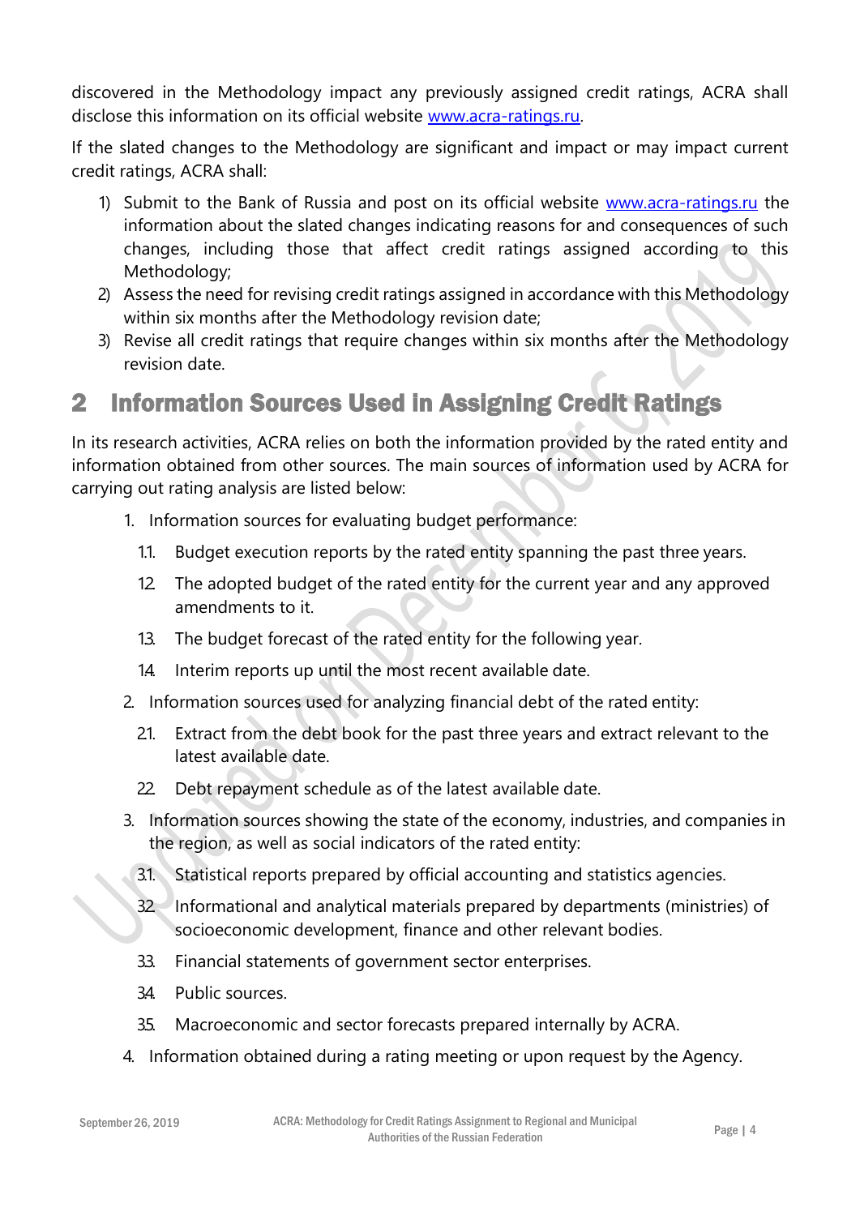discovered in the Methodology impact any previously assigned credit ratings, ACRA shall disclose this information on its official website www.acra-ratings.ru.

If the slated changes to the Methodology are significant and impact or may impact current credit ratings, ACRA shall:

1) Submit to the Bank of Russia and post on its official website www.acra-ratings.ru the information about the slated changes indicating reasons for and consequences of such changes, including those that affect credit ratings assigned according to this Methodology;
2) Assess the need for revising credit ratings assigned in accordance with this Methodology within six months after the Methodology revision date;
3) Revise all credit ratings that require changes within six months after the Methodology revision date.

# 2 Information Sources Used in Assigning Credit Ratings

In its research activities, ACRA relies on both the information provided by the rated entity and information obtained from other sources. The main sources of information used by ACRA for carrying out rating analysis are listed below:

1. Information sources for evaluating budget performance:
   - 1.1. Budget execution reports by the rated entity spanning the past three years.
   - 1.2. The adopted budget of the rated entity for the current year and any approved amendments to it.
   - 1.3. The budget forecast of the rated entity for the following year.
   - 1.4. Interim reports up until the most recent available date.
2. Information sources used for analyzing financial debt of the rated entity:
   - 2.1. Extract from the debt book for the past three years and extract relevant to the latest available date.
   - 2.2. Debt repayment schedule as of the latest available date.
3. Information sources showing the state of the economy, industries, and companies in the region, as well as social indicators of the rated entity:
   - 3.1. Statistical reports prepared by official accounting and statistics agencies.
   - 3.2. Informational and analytical materials prepared by departments (ministries) of socioeconomic development, finance and other relevant bodies.
   - 3.3. Financial statements of government sector enterprises.
   - 3.4. Public sources.
   - 3.5. Macroeconomic and sector forecasts prepared internally by ACRA.
4. Information obtained during a rating meeting or upon request by the Agency.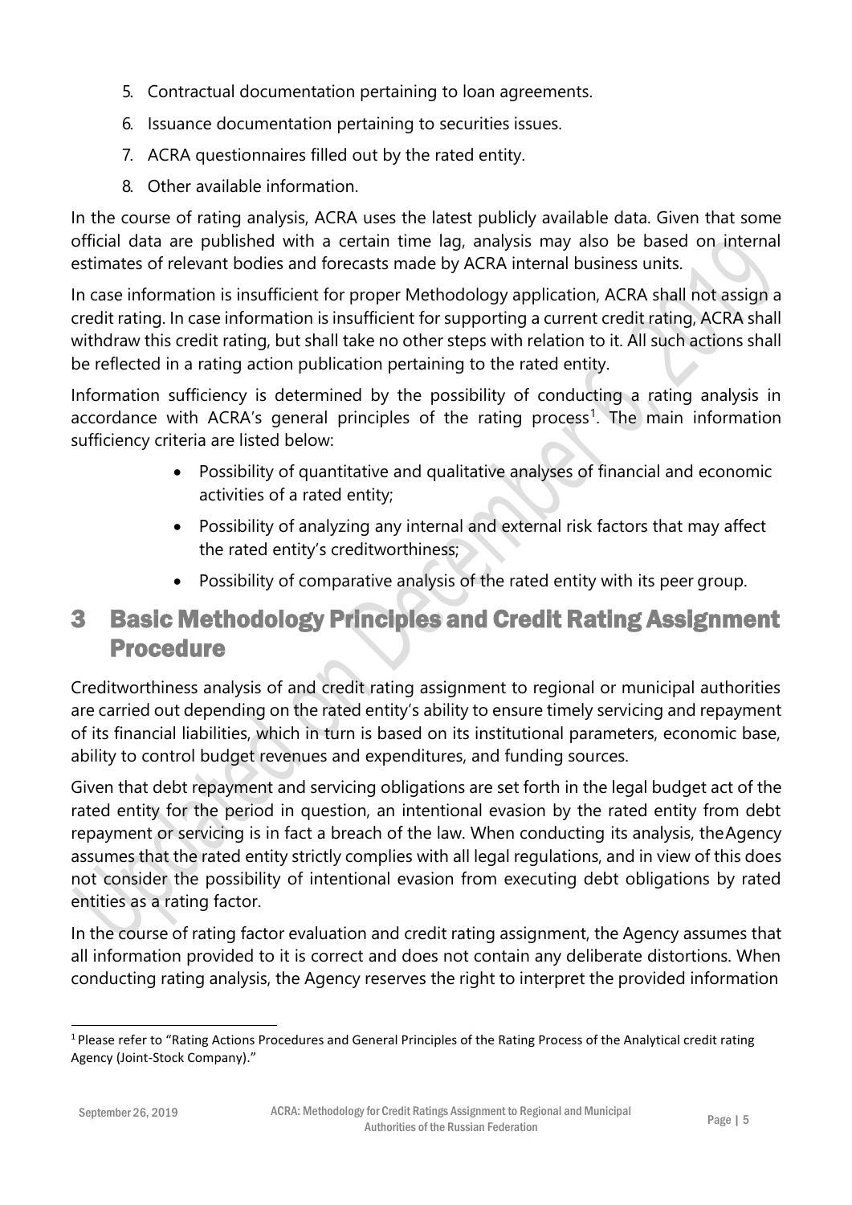5. Contractual documentation pertaining to loan agreements.
6. Issuance documentation pertaining to securities issues.
7. ACRA questionnaires filled out by the rated entity.
8. Other available information.

In the course of rating analysis, ACRA uses the latest publicly available data. Given that some official data are published with a certain time lag, analysis may also be based on internal estimates of relevant bodies and forecasts made by ACRA internal business units.

In case information is insufficient for proper Methodology application, ACRA shall not assign a credit rating. In case information is insufficient for supporting a current credit rating, ACRA shall withdraw this credit rating, but shall take no other steps with relation to it. All such actions shall be reflected in a rating action publication pertaining to the rated entity.

Information sufficiency is determined by the possibility of conducting a rating analysis in accordance with ACRA's general principles of the rating process[1]. The main information sufficiency criteria are listed below:

- Possibility of quantitative and qualitative analyses of financial and economic activities of a rated entity;
- Possibility of analyzing any internal and external risk factors that may affect the rated entity's creditworthiness;
- Possibility of comparative analysis of the rated entity with its peer group.

# 3 Basic Methodology Principles and Credit Rating Assignment Procedure

Creditworthiness analysis of and credit rating assignment to regional or municipal authorities are carried out depending on the rated entity's ability to ensure timely servicing and repayment of its financial liabilities, which in turn is based on its institutional parameters, economic base, ability to control budget revenues and expenditures, and funding sources.

Given that debt repayment and servicing obligations are set forth in the legal budget act of the rated entity for the period in question, an intentional evasion by the rated entity from debt repayment or servicing is in fact a breach of the law. When conducting its analysis, the Agency assumes that the rated entity strictly complies with all legal regulations, and in view of this does not consider the possibility of intentional evasion from executing debt obligations by rated entities as a rating factor.

In the course of rating factor evaluation and credit rating assignment, the Agency assumes that all information provided to it is correct and does not contain any deliberate distortions. When conducting rating analysis, the Agency reserves the right to interpret the provided information

[1] Please refer to "Rating Actions Procedures and General Principles of the Rating Process of the Analytical credit rating Agency (Joint-Stock Company)."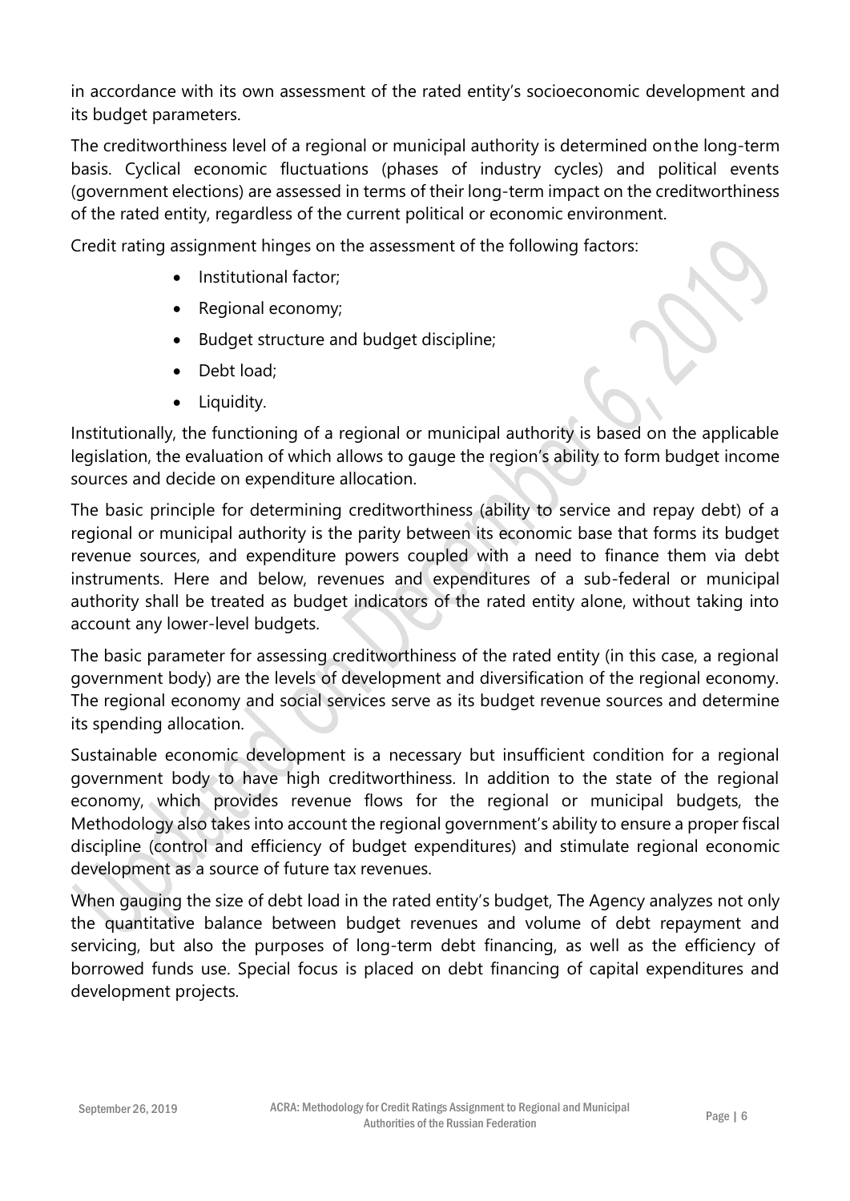in accordance with its own assessment of the rated entity's socioeconomic development and its budget parameters.

The creditworthiness level of a regional or municipal authority is determined on the long-term basis. Cyclical economic fluctuations (phases of industry cycles) and political events (government elections) are assessed in terms of their long-term impact on the creditworthiness of the rated entity, regardless of the current political or economic environment.

Credit rating assignment hinges on the assessment of the following factors:

- Institutional factor;
- Regional economy;
- Budget structure and budget discipline;
- Debt load;
- Liquidity.

Institutionally, the functioning of a regional or municipal authority is based on the applicable legislation, the evaluation of which allows to gauge the region's ability to form budget income sources and decide on expenditure allocation.

The basic principle for determining creditworthiness (ability to service and repay debt) of a regional or municipal authority is the parity between its economic base that forms its budget revenue sources, and expenditure powers coupled with a need to finance them via debt instruments. Here and below, revenues and expenditures of a sub-federal or municipal authority shall be treated as budget indicators of the rated entity alone, without taking into account any lower-level budgets.

The basic parameter for assessing creditworthiness of the rated entity (in this case, a regional government body) are the levels of development and diversification of the regional economy. The regional economy and social services serve as its budget revenue sources and determine its spending allocation.

Sustainable economic development is a necessary but insufficient condition for a regional government body to have high creditworthiness. In addition to the state of the regional economy, which provides revenue flows for the regional or municipal budgets, the Methodology also takes into account the regional government's ability to ensure a proper fiscal discipline (control and efficiency of budget expenditures) and stimulate regional economic development as a source of future tax revenues.

When gauging the size of debt load in the rated entity's budget, The Agency analyzes not only the quantitative balance between budget revenues and volume of debt repayment and servicing, but also the purposes of long-term debt financing, as well as the efficiency of borrowed funds use. Special focus is placed on debt financing of capital expenditures and development projects.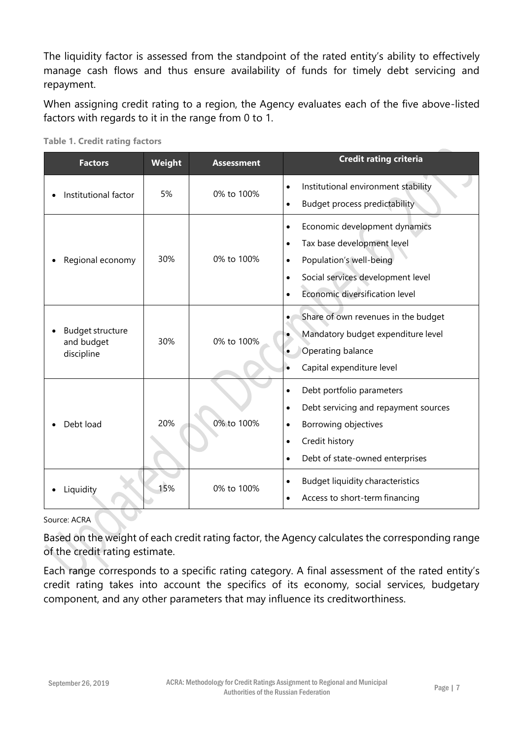The liquidity factor is assessed from the standpoint of the rated entity's ability to effectively manage cash flows and thus ensure availability of funds for timely debt servicing and repayment.

When assigning credit rating to a region, the Agency evaluates each of the five above-listed factors with regards to it in the range from 0 to 1.

**Table 1. Credit rating factors**

| Factors | Weight | Assessment | Credit rating criteria |
|---|---|---|---|
| • Institutional factor | 5% | 0% to 100% | • Institutional environment stability<br>• Budget process predictability |
| • Regional economy | 30% | 0% to 100% | • Economic development dynamics<br>• Tax base development level<br>• Population's well-being<br>• Social services development level<br>• Economic diversification level |
| • Budget structure and budget discipline | 30% | 0% to 100% | • Share of own revenues in the budget<br>• Mandatory budget expenditure level<br>• Operating balance<br>• Capital expenditure level |
| • Debt load | 20% | 0% to 100% | • Debt portfolio parameters<br>• Debt servicing and repayment sources<br>• Borrowing objectives<br>• Credit history<br>• Debt of state-owned enterprises |
| • Liquidity | 15% | 0% to 100% | • Budget liquidity characteristics<br>• Access to short-term financing |

Source: ACRA

Based on the weight of each credit rating factor, the Agency calculates the corresponding range of the credit rating estimate.

Each range corresponds to a specific rating category. A final assessment of the rated entity's credit rating takes into account the specifics of its economy, social services, budgetary component, and any other parameters that may influence its creditworthiness.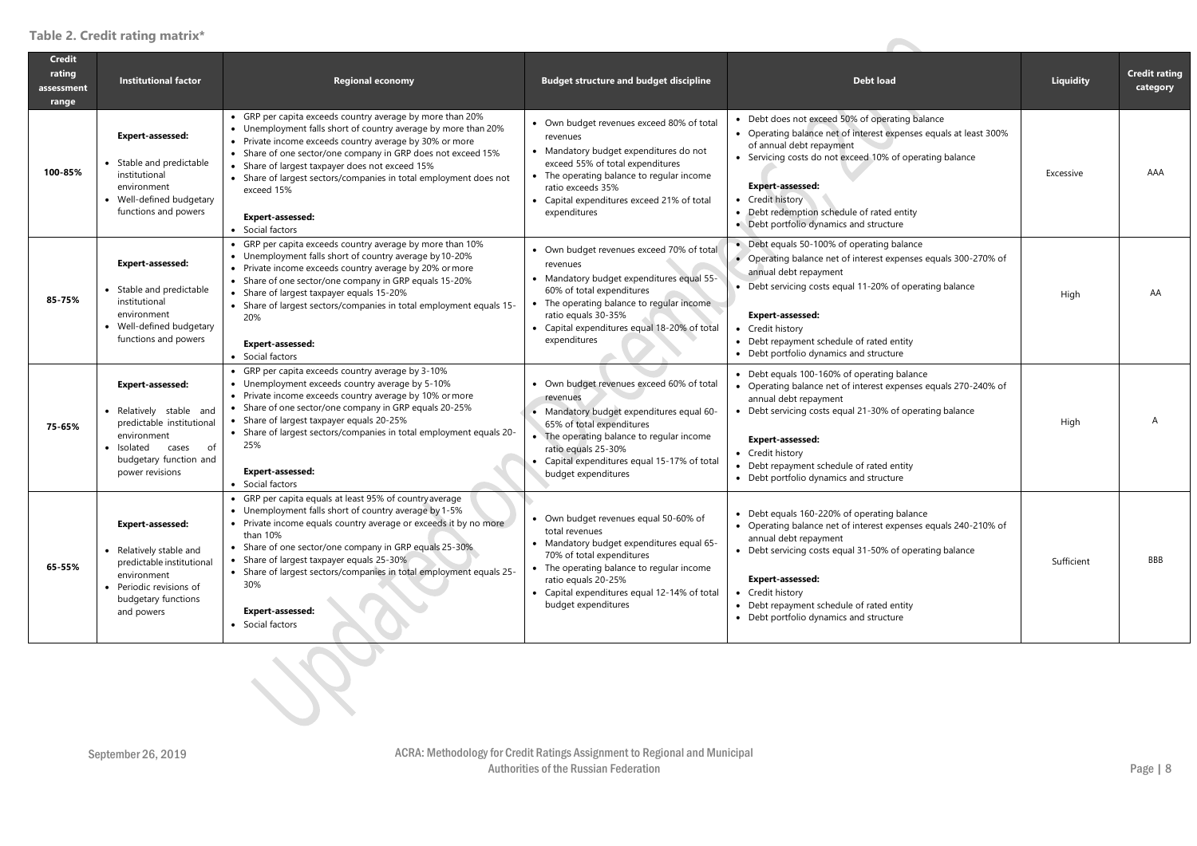**Table 2. Credit rating matrix***

| Credit rating assessment range | Institutional factor | Regional economy | Budget structure and budget discipline | Debt load | Liquidity | Credit rating category |
|---|---|---|---|---|---|---|
| 100-85% | **Expert-assessed:**<br>• Stable and predictable institutional environment<br>• Well-defined budgetary functions and powers | • GRP per capita exceeds country average by more than 20%<br>• Unemployment falls short of country average by more than 20%<br>• Private income exceeds country average by 30% or more<br>• Share of one sector/one company in GRP does not exceed 15%<br>• Share of largest taxpayer does not exceed 15%<br>• Share of largest sectors/companies in total employment does not exceed 15%<br>**Expert-assessed:**<br>• Social factors | • Own budget revenues exceed 80% of total revenues<br>• Mandatory budget expenditures do not exceed 55% of total expenditures<br>• The operating balance to regular income ratio exceeds 35%<br>• Capital expenditures exceed 21% of total expenditures | • Debt does not exceed 50% of operating balance<br>• Operating balance net of interest expenses equals at least 300% of annual debt repayment<br>• Servicing costs do not exceed 10% of operating balance<br>**Expert-assessed:**<br>• Credit history<br>• Debt redemption schedule of rated entity<br>• Debt portfolio dynamics and structure | Excessive | AAA |
| 85-75% | **Expert-assessed:**<br>• Stable and predictable institutional environment<br>• Well-defined budgetary functions and powers | • GRP per capita exceeds country average by more than 10%<br>• Unemployment falls short of country average by 10-20%<br>• Private income exceeds country average by 20% or more<br>• Share of one sector/one company in GRP equals 15-20%<br>• Share of largest taxpayer equals 15-20%<br>• Share of largest sectors/companies in total employment equals 15-20%<br>**Expert-assessed:**<br>• Social factors | • Own budget revenues exceed 70% of total revenues<br>• Mandatory budget expenditures equal 55-60% of total expenditures<br>• The operating balance to regular income ratio equals 30-35%<br>• Capital expenditures equal 18-20% of total expenditures | • Debt equals 50-100% of operating balance<br>• Operating balance net of interest expenses equals 300-270% of annual debt repayment<br>• Debt servicing costs equal 11-20% of operating balance<br>**Expert-assessed:**<br>• Credit history<br>• Debt repayment schedule of rated entity<br>• Debt portfolio dynamics and structure | High | AA |
| 75-65% | **Expert-assessed:**<br>• Relatively stable and predictable institutional environment<br>• Isolated cases of budgetary function and power revisions | • GRP per capita exceeds country average by 3-10%<br>• Unemployment exceeds country average by 5-10%<br>• Private income exceeds country average by 10% or more<br>• Share of one sector/one company in GRP equals 20-25%<br>• Share of largest taxpayer equals 20-25%<br>• Share of largest sectors/companies in total employment equals 20-25%<br>**Expert-assessed:**<br>• Social factors | • Own budget revenues exceed 60% of total revenues<br>• Mandatory budget expenditures equal 60-65% of total expenditures<br>• The operating balance to regular income ratio equals 25-30%<br>• Capital expenditures equal 15-17% of total budget expenditures | • Debt equals 100-160% of operating balance<br>• Operating balance net of interest expenses equals 270-240% of annual debt repayment<br>• Debt servicing costs equal 21-30% of operating balance<br>**Expert-assessed:**<br>• Credit history<br>• Debt repayment schedule of rated entity<br>• Debt portfolio dynamics and structure | High | A |
| 65-55% | **Expert-assessed:**<br>• Relatively stable and predictable institutional environment<br>• Periodic revisions of budgetary functions and powers | • GRP per capita equals at least 95% of country average<br>• Unemployment falls short of country average by 1-5%<br>• Private income equals country average or exceeds it by no more than 10%<br>• Share of one sector/one company in GRP equals 25-30%<br>• Share of largest taxpayer equals 25-30%<br>• Share of largest sectors/companies in total employment equals 25-30%<br>**Expert-assessed:**<br>• Social factors | • Own budget revenues equal 50-60% of total revenues<br>• Mandatory budget expenditures equal 65-70% of total expenditures<br>• The operating balance to regular income ratio equals 20-25%<br>• Capital expenditures equal 12-14% of total budget expenditures | • Debt equals 160-220% of operating balance<br>• Operating balance net of interest expenses equals 240-210% of annual debt repayment<br>• Debt servicing costs equal 31-50% of operating balance<br>**Expert-assessed:**<br>• Credit history<br>• Debt repayment schedule of rated entity<br>• Debt portfolio dynamics and structure | Sufficient | BBB |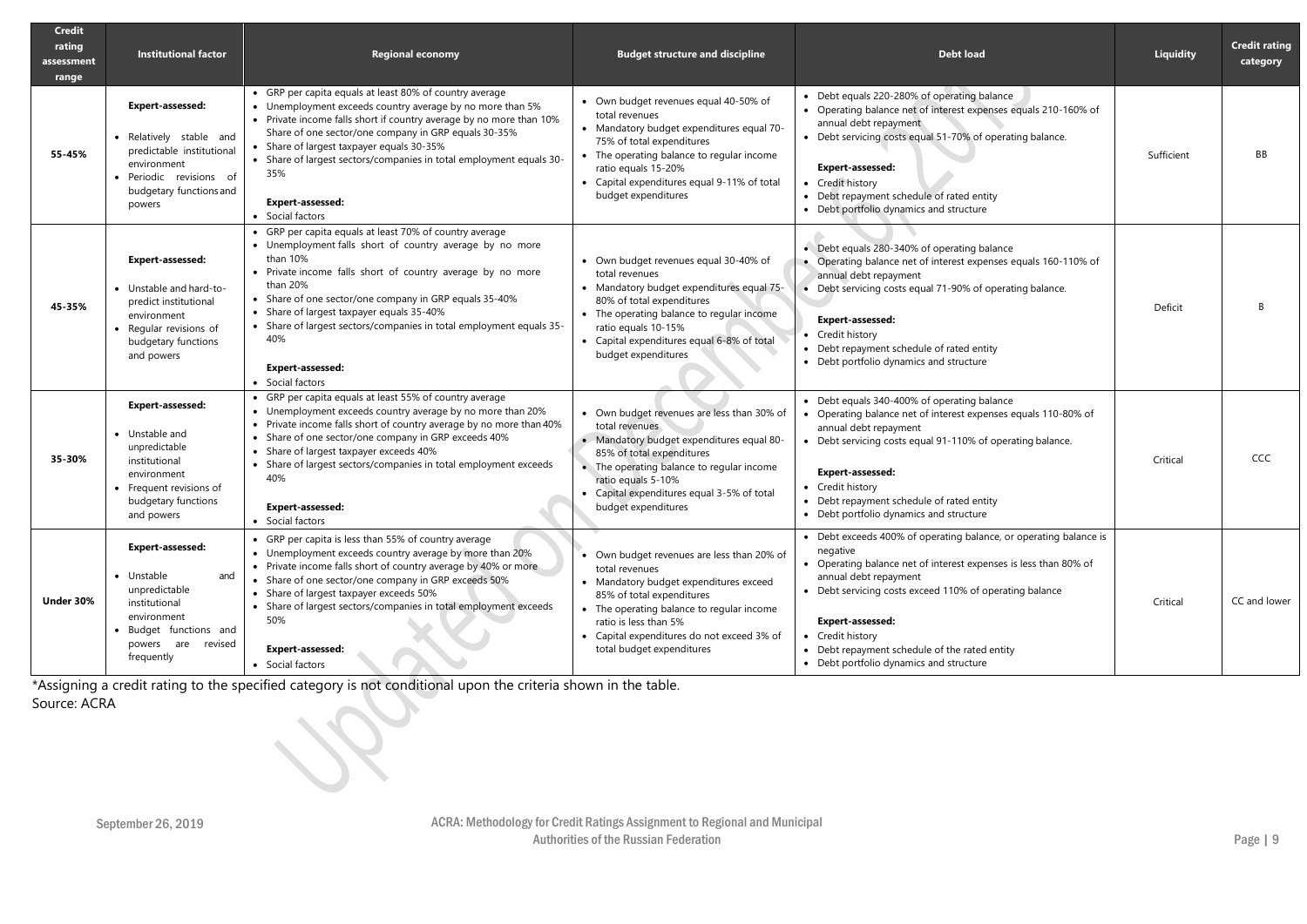| Credit rating assessment range | Institutional factor | Regional economy | Budget structure and discipline | Debt load | Liquidity | Credit rating category |
|---|---|---|---|---|---|---|
| 55-45% | **Expert-assessed:**<br>• Relatively stable and predictable institutional environment<br>• Periodic revisions of budgetary functions and powers | • GRP per capita equals at least 80% of country average<br>• Unemployment exceeds country average by no more than 5%<br>• Private income falls short if country average by no more than 10% Share of one sector/one company in GRP equals 30-35%<br>• Share of largest taxpayer equals 30-35%<br>• Share of largest sectors/companies in total employment equals 30-35%<br>**Expert-assessed:**<br>• Social factors | • Own budget revenues equal 40-50% of total revenues<br>• Mandatory budget expenditures equal 70-75% of total expenditures<br>• The operating balance to regular income ratio equals 15-20%<br>• Capital expenditures equal 9-11% of total budget expenditures | • Debt equals 220-280% of operating balance<br>• Operating balance net of interest expenses equals 210-160% of annual debt repayment<br>• Debt servicing costs equal 51-70% of operating balance.<br>**Expert-assessed:**<br>• Credit history<br>• Debt repayment schedule of rated entity<br>• Debt portfolio dynamics and structure | Sufficient | BB |
| 45-35% | **Expert-assessed:**<br>• Unstable and hard-to-predict institutional environment<br>• Regular revisions of budgetary functions and powers | • GRP per capita equals at least 70% of country average<br>• Unemployment falls short of country average by no more than 10%<br>• Private income falls short of country average by no more than 20%<br>• Share of one sector/one company in GRP equals 35-40%<br>• Share of largest taxpayer equals 35-40%<br>• Share of largest sectors/companies in total employment equals 35-40%<br>**Expert-assessed:**<br>• Social factors | • Own budget revenues equal 30-40% of total revenues<br>• Mandatory budget expenditures equal 75-80% of total expenditures<br>• The operating balance to regular income ratio equals 10-15%<br>• Capital expenditures equal 6-8% of total budget expenditures | • Debt equals 280-340% of operating balance<br>• Operating balance net of interest expenses equals 160-110% of annual debt repayment<br>• Debt servicing costs equal 71-90% of operating balance.<br>**Expert-assessed:**<br>• Credit history<br>• Debt repayment schedule of rated entity<br>• Debt portfolio dynamics and structure | Deficit | B |
| 35-30% | **Expert-assessed:**<br>• Unstable and unpredictable institutional environment<br>• Frequent revisions of budgetary functions and powers | • GRP per capita equals at least 55% of country average<br>• Unemployment exceeds country average by no more than 20%<br>• Private income falls short of country average by no more than 40%<br>• Share of one sector/one company in GRP exceeds 40%<br>• Share of largest taxpayer exceeds 40%<br>• Share of largest sectors/companies in total employment exceeds 40%<br>**Expert-assessed:**<br>• Social factors | • Own budget revenues are less than 30% of total revenues<br>• Mandatory budget expenditures equal 80-85% of total expenditures<br>• The operating balance to regular income ratio equals 5-10%<br>• Capital expenditures equal 3-5% of total budget expenditures | • Debt equals 340-400% of operating balance<br>• Operating balance net of interest expenses equals 110-80% of annual debt repayment<br>• Debt servicing costs equal 91-110% of operating balance.<br>**Expert-assessed:**<br>• Credit history<br>• Debt repayment schedule of rated entity<br>• Debt portfolio dynamics and structure | Critical | CCC |
| Under 30% | **Expert-assessed:**<br>• Unstable and unpredictable institutional environment<br>• Budget functions and powers are revised frequently | • GRP per capita is less than 55% of country average<br>• Unemployment exceeds country average by more than 20%<br>• Private income falls short of country average by 40% or more<br>• Share of one sector/one company in GRP exceeds 50%<br>• Share of largest taxpayer exceeds 50%<br>• Share of largest sectors/companies in total employment exceeds 50%<br>**Expert-assessed:**<br>• Social factors | • Own budget revenues are less than 20% of total revenues<br>• Mandatory budget expenditures exceed 85% of total expenditures<br>• The operating balance to regular income ratio is less than 5%<br>• Capital expenditures do not exceed 3% of total budget expenditures | • Debt exceeds 400% of operating balance, or operating balance is negative<br>• Operating balance net of interest expenses is less than 80% of annual debt repayment<br>• Debt servicing costs exceed 110% of operating balance<br>**Expert-assessed:**<br>• Credit history<br>• Debt repayment schedule of the rated entity<br>• Debt portfolio dynamics and structure | Critical | CC and lower |

*Assigning a credit rating to the specified category is not conditional upon the criteria shown in the table.
Source: ACRA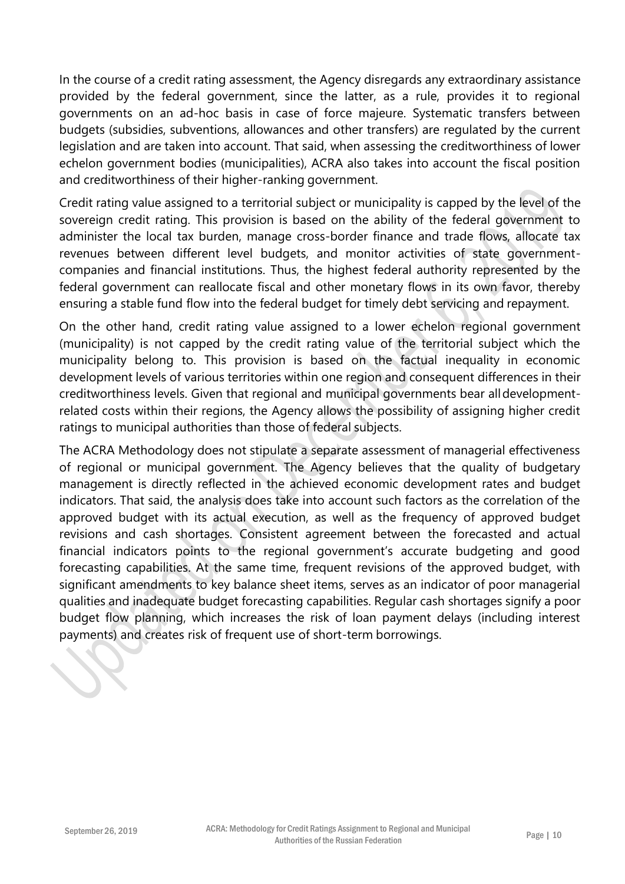In the course of a credit rating assessment, the Agency disregards any extraordinary assistance provided by the federal government, since the latter, as a rule, provides it to regional governments on an ad-hoc basis in case of force majeure. Systematic transfers between budgets (subsidies, subventions, allowances and other transfers) are regulated by the current legislation and are taken into account. That said, when assessing the creditworthiness of lower echelon government bodies (municipalities), ACRA also takes into account the fiscal position and creditworthiness of their higher-ranking government.

Credit rating value assigned to a territorial subject or municipality is capped by the level of the sovereign credit rating. This provision is based on the ability of the federal government to administer the local tax burden, manage cross-border finance and trade flows, allocate tax revenues between different level budgets, and monitor activities of state government-companies and financial institutions. Thus, the highest federal authority represented by the federal government can reallocate fiscal and other monetary flows in its own favor, thereby ensuring a stable fund flow into the federal budget for timely debt servicing and repayment.

On the other hand, credit rating value assigned to a lower echelon regional government (municipality) is not capped by the credit rating value of the territorial subject which the municipality belong to. This provision is based on the factual inequality in economic development levels of various territories within one region and consequent differences in their creditworthiness levels. Given that regional and municipal governments bear all development-related costs within their regions, the Agency allows the possibility of assigning higher credit ratings to municipal authorities than those of federal subjects.

The ACRA Methodology does not stipulate a separate assessment of managerial effectiveness of regional or municipal government. The Agency believes that the quality of budgetary management is directly reflected in the achieved economic development rates and budget indicators. That said, the analysis does take into account such factors as the correlation of the approved budget with its actual execution, as well as the frequency of approved budget revisions and cash shortages. Consistent agreement between the forecasted and actual financial indicators points to the regional government's accurate budgeting and good forecasting capabilities. At the same time, frequent revisions of the approved budget, with significant amendments to key balance sheet items, serves as an indicator of poor managerial qualities and inadequate budget forecasting capabilities. Regular cash shortages signify a poor budget flow planning, which increases the risk of loan payment delays (including interest payments) and creates risk of frequent use of short-term borrowings.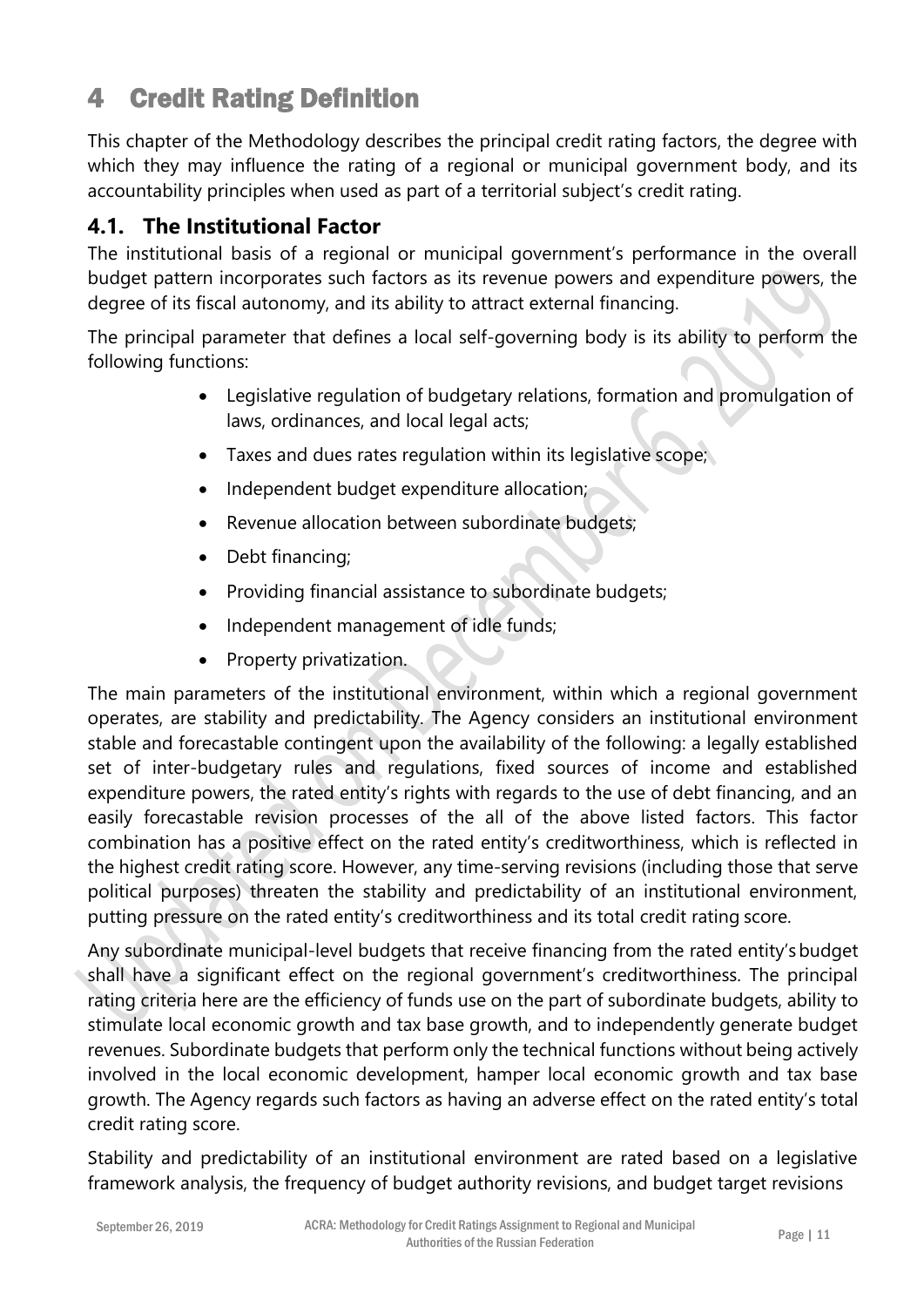# 4 Credit Rating Definition

This chapter of the Methodology describes the principal credit rating factors, the degree with which they may influence the rating of a regional or municipal government body, and its accountability principles when used as part of a territorial subject's credit rating.

## 4.1. The Institutional Factor

The institutional basis of a regional or municipal government's performance in the overall budget pattern incorporates such factors as its revenue powers and expenditure powers, the degree of its fiscal autonomy, and its ability to attract external financing.

The principal parameter that defines a local self-governing body is its ability to perform the following functions:

- Legislative regulation of budgetary relations, formation and promulgation of laws, ordinances, and local legal acts;
- Taxes and dues rates regulation within its legislative scope;
- Independent budget expenditure allocation;
- Revenue allocation between subordinate budgets;
- Debt financing;
- Providing financial assistance to subordinate budgets;
- Independent management of idle funds;
- Property privatization.

The main parameters of the institutional environment, within which a regional government operates, are stability and predictability. The Agency considers an institutional environment stable and forecastable contingent upon the availability of the following: a legally established set of inter-budgetary rules and regulations, fixed sources of income and established expenditure powers, the rated entity's rights with regards to the use of debt financing, and an easily forecastable revision processes of the all of the above listed factors. This factor combination has a positive effect on the rated entity's creditworthiness, which is reflected in the highest credit rating score. However, any time-serving revisions (including those that serve political purposes) threaten the stability and predictability of an institutional environment, putting pressure on the rated entity's creditworthiness and its total credit rating score.

Any subordinate municipal-level budgets that receive financing from the rated entity's budget shall have a significant effect on the regional government's creditworthiness. The principal rating criteria here are the efficiency of funds use on the part of subordinate budgets, ability to stimulate local economic growth and tax base growth, and to independently generate budget revenues. Subordinate budgets that perform only the technical functions without being actively involved in the local economic development, hamper local economic growth and tax base growth. The Agency regards such factors as having an adverse effect on the rated entity's total credit rating score.

Stability and predictability of an institutional environment are rated based on a legislative framework analysis, the frequency of budget authority revisions, and budget target revisions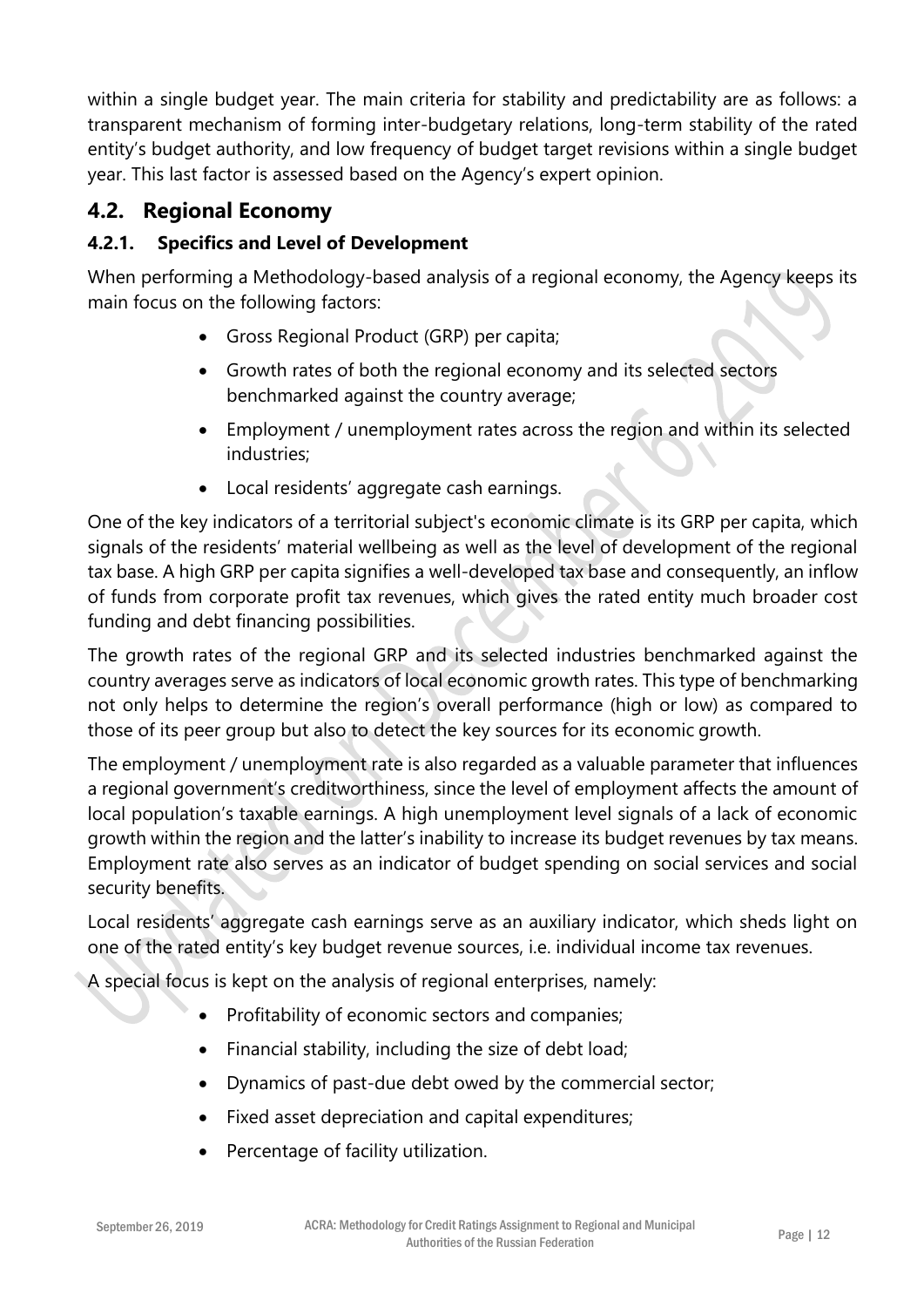within a single budget year. The main criteria for stability and predictability are as follows: a transparent mechanism of forming inter-budgetary relations, long-term stability of the rated entity's budget authority, and low frequency of budget target revisions within a single budget year. This last factor is assessed based on the Agency's expert opinion.

## 4.2. Regional Economy

### 4.2.1. Specifics and Level of Development

When performing a Methodology-based analysis of a regional economy, the Agency keeps its main focus on the following factors:

- Gross Regional Product (GRP) per capita;
- Growth rates of both the regional economy and its selected sectors benchmarked against the country average;
- Employment / unemployment rates across the region and within its selected industries;
- Local residents' aggregate cash earnings.

One of the key indicators of a territorial subject's economic climate is its GRP per capita, which signals of the residents' material wellbeing as well as the level of development of the regional tax base. A high GRP per capita signifies a well-developed tax base and consequently, an inflow of funds from corporate profit tax revenues, which gives the rated entity much broader cost funding and debt financing possibilities.

The growth rates of the regional GRP and its selected industries benchmarked against the country averages serve as indicators of local economic growth rates. This type of benchmarking not only helps to determine the region's overall performance (high or low) as compared to those of its peer group but also to detect the key sources for its economic growth.

The employment / unemployment rate is also regarded as a valuable parameter that influences a regional government's creditworthiness, since the level of employment affects the amount of local population's taxable earnings. A high unemployment level signals of a lack of economic growth within the region and the latter's inability to increase its budget revenues by tax means. Employment rate also serves as an indicator of budget spending on social services and social security benefits.

Local residents' aggregate cash earnings serve as an auxiliary indicator, which sheds light on one of the rated entity's key budget revenue sources, i.e. individual income tax revenues.

A special focus is kept on the analysis of regional enterprises, namely:

- Profitability of economic sectors and companies;
- Financial stability, including the size of debt load;
- Dynamics of past-due debt owed by the commercial sector;
- Fixed asset depreciation and capital expenditures;
- Percentage of facility utilization.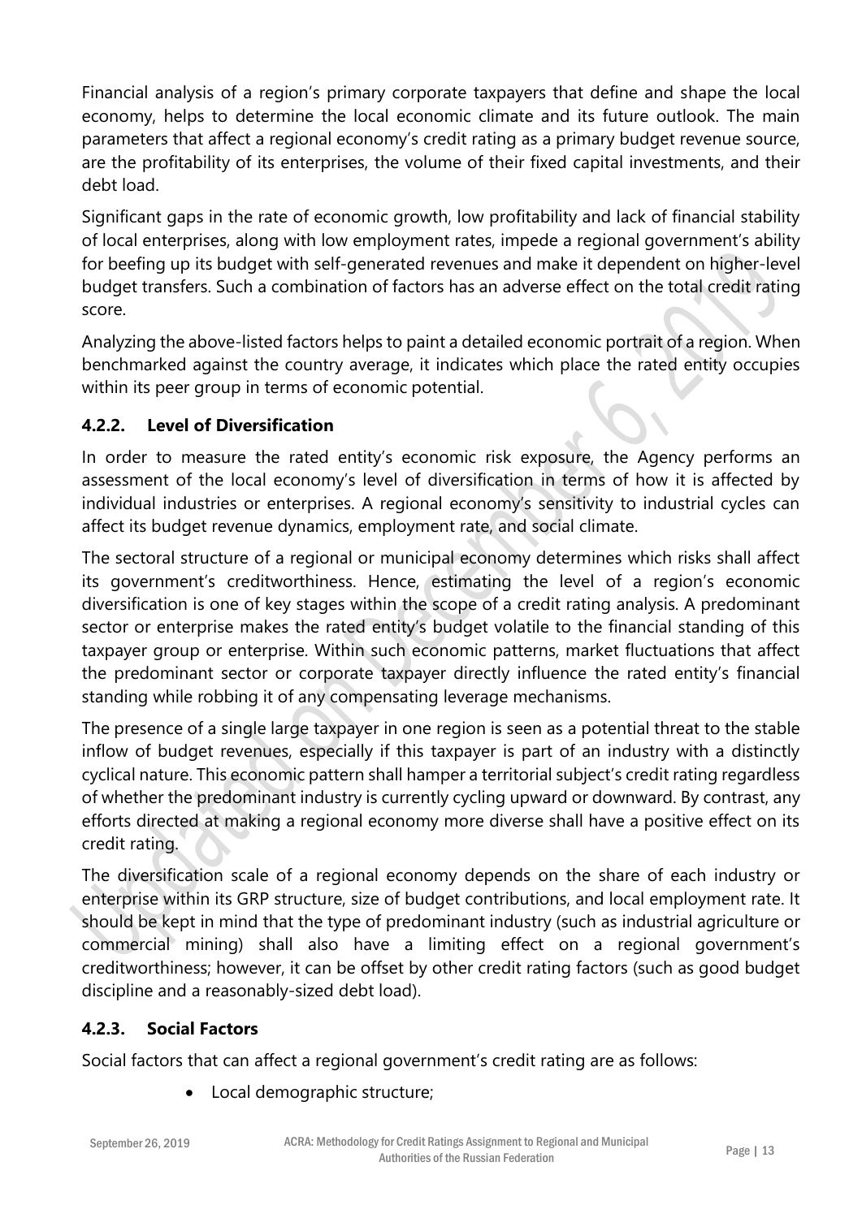Financial analysis of a region's primary corporate taxpayers that define and shape the local economy, helps to determine the local economic climate and its future outlook. The main parameters that affect a regional economy's credit rating as a primary budget revenue source, are the profitability of its enterprises, the volume of their fixed capital investments, and their debt load.

Significant gaps in the rate of economic growth, low profitability and lack of financial stability of local enterprises, along with low employment rates, impede a regional government's ability for beefing up its budget with self-generated revenues and make it dependent on higher-level budget transfers. Such a combination of factors has an adverse effect on the total credit rating score.

Analyzing the above-listed factors helps to paint a detailed economic portrait of a region. When benchmarked against the country average, it indicates which place the rated entity occupies within its peer group in terms of economic potential.

### 4.2.2. Level of Diversification

In order to measure the rated entity's economic risk exposure, the Agency performs an assessment of the local economy's level of diversification in terms of how it is affected by individual industries or enterprises. A regional economy's sensitivity to industrial cycles can affect its budget revenue dynamics, employment rate, and social climate.

The sectoral structure of a regional or municipal economy determines which risks shall affect its government's creditworthiness. Hence, estimating the level of a region's economic diversification is one of key stages within the scope of a credit rating analysis. A predominant sector or enterprise makes the rated entity's budget volatile to the financial standing of this taxpayer group or enterprise. Within such economic patterns, market fluctuations that affect the predominant sector or corporate taxpayer directly influence the rated entity's financial standing while robbing it of any compensating leverage mechanisms.

The presence of a single large taxpayer in one region is seen as a potential threat to the stable inflow of budget revenues, especially if this taxpayer is part of an industry with a distinctly cyclical nature. This economic pattern shall hamper a territorial subject's credit rating regardless of whether the predominant industry is currently cycling upward or downward. By contrast, any efforts directed at making a regional economy more diverse shall have a positive effect on its credit rating.

The diversification scale of a regional economy depends on the share of each industry or enterprise within its GRP structure, size of budget contributions, and local employment rate. It should be kept in mind that the type of predominant industry (such as industrial agriculture or commercial mining) shall also have a limiting effect on a regional government's creditworthiness; however, it can be offset by other credit rating factors (such as good budget discipline and a reasonably-sized debt load).

### 4.2.3. Social Factors

Social factors that can affect a regional government's credit rating are as follows:

- Local demographic structure;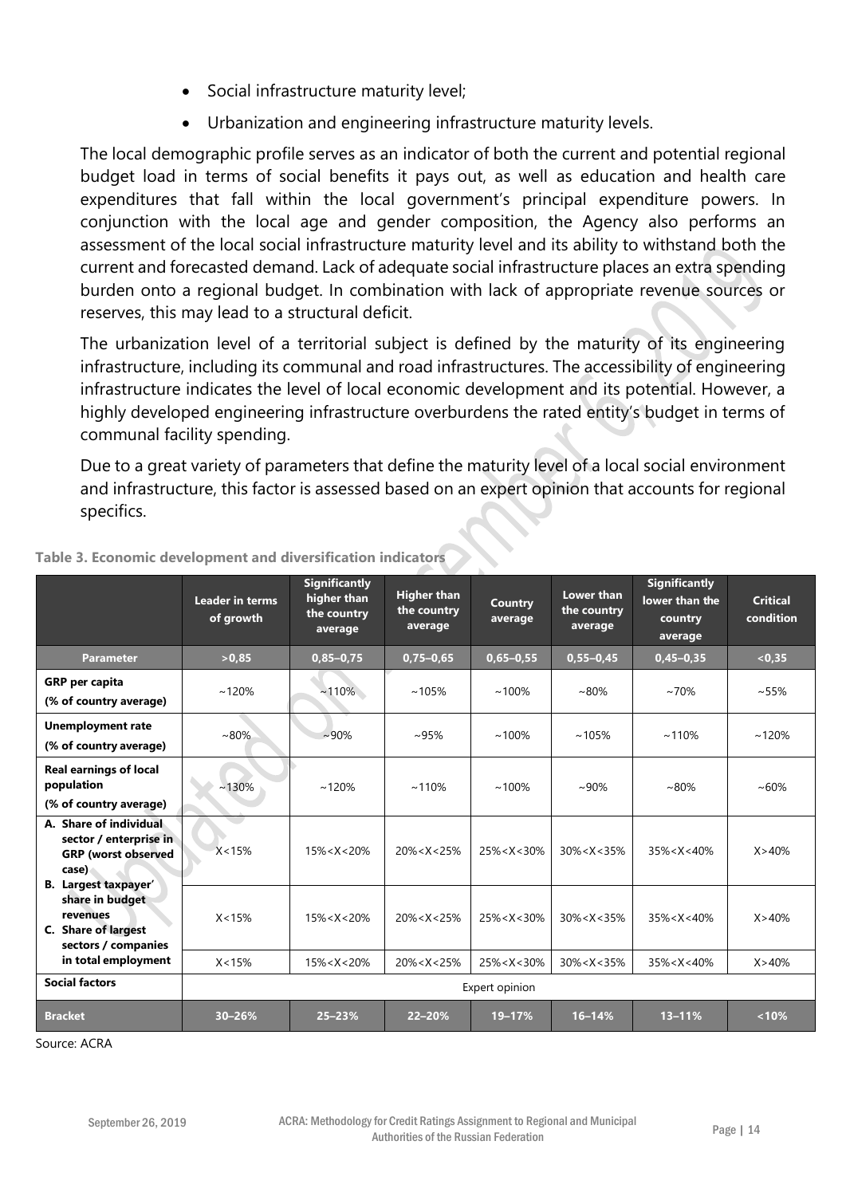- Social infrastructure maturity level;
- Urbanization and engineering infrastructure maturity levels.

The local demographic profile serves as an indicator of both the current and potential regional budget load in terms of social benefits it pays out, as well as education and health care expenditures that fall within the local government's principal expenditure powers. In conjunction with the local age and gender composition, the Agency also performs an assessment of the local social infrastructure maturity level and its ability to withstand both the current and forecasted demand. Lack of adequate social infrastructure places an extra spending burden onto a regional budget. In combination with lack of appropriate revenue sources or reserves, this may lead to a structural deficit.

The urbanization level of a territorial subject is defined by the maturity of its engineering infrastructure, including its communal and road infrastructures. The accessibility of engineering infrastructure indicates the level of local economic development and its potential. However, a highly developed engineering infrastructure overburdens the rated entity's budget in terms of communal facility spending.

Due to a great variety of parameters that define the maturity level of a local social environment and infrastructure, this factor is assessed based on an expert opinion that accounts for regional specifics.

**Table 3. Economic development and diversification indicators**

| | Leader in terms of growth | Significantly higher than the country average | Higher than the country average | Country average | Lower than the country average | Significantly lower than the country average | Critical condition |
|---|---|---|---|---|---|---|---|
| **Parameter** | **>0,85** | **0,85–0,75** | **0,75–0,65** | **0,65–0,55** | **0,55–0,45** | **0,45–0,35** | **<0,35** |
| **GRP per capita (% of country average)** | ~120% | ~110% | ~105% | ~100% | ~80% | ~70% | ~55% |
| **Unemployment rate (% of country average)** | ~80% | ~90% | ~95% | ~100% | ~105% | ~110% | ~120% |
| **Real earnings of local population (% of country average)** | ~130% | ~120% | ~110% | ~100% | ~90% | ~80% | ~60% |
| **A. Share of individual sector / enterprise in GRP (worst observed case)** | X<15% | 15%<X<20% | 20%<X<25% | 25%<X<30% | 30%<X<35% | 35%<X<40% | X>40% |
| **B. Largest taxpayer' share in budget revenues** | X<15% | 15%<X<20% | 20%<X<25% | 25%<X<30% | 30%<X<35% | 35%<X<40% | X>40% |
| **C. Share of largest sectors / companies in total employment** | X<15% | 15%<X<20% | 20%<X<25% | 25%<X<30% | 30%<X<35% | 35%<X<40% | X>40% |
| **Social factors** | Expert opinion | | | | | | |
| **Bracket** | **30–26%** | **25–23%** | **22–20%** | **19–17%** | **16–14%** | **13–11%** | **<10%** |

Source: ACRA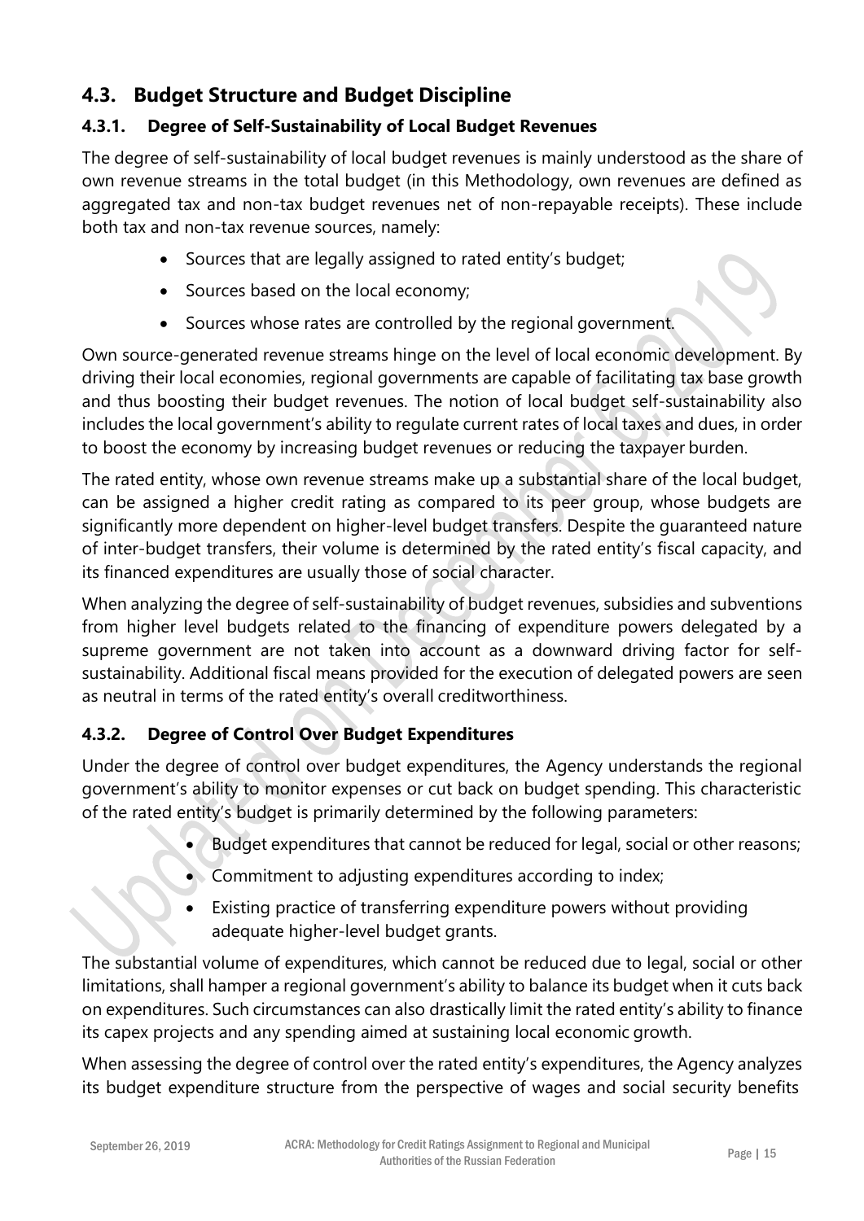## 4.3. Budget Structure and Budget Discipline

### 4.3.1. Degree of Self-Sustainability of Local Budget Revenues

The degree of self-sustainability of local budget revenues is mainly understood as the share of own revenue streams in the total budget (in this Methodology, own revenues are defined as aggregated tax and non-tax budget revenues net of non-repayable receipts). These include both tax and non-tax revenue sources, namely:

- Sources that are legally assigned to rated entity's budget;
- Sources based on the local economy;
- Sources whose rates are controlled by the regional government.

Own source-generated revenue streams hinge on the level of local economic development. By driving their local economies, regional governments are capable of facilitating tax base growth and thus boosting their budget revenues. The notion of local budget self-sustainability also includes the local government's ability to regulate current rates of local taxes and dues, in order to boost the economy by increasing budget revenues or reducing the taxpayer burden.

The rated entity, whose own revenue streams make up a substantial share of the local budget, can be assigned a higher credit rating as compared to its peer group, whose budgets are significantly more dependent on higher-level budget transfers. Despite the guaranteed nature of inter-budget transfers, their volume is determined by the rated entity's fiscal capacity, and its financed expenditures are usually those of social character.

When analyzing the degree of self-sustainability of budget revenues, subsidies and subventions from higher level budgets related to the financing of expenditure powers delegated by a supreme government are not taken into account as a downward driving factor for self-sustainability. Additional fiscal means provided for the execution of delegated powers are seen as neutral in terms of the rated entity's overall creditworthiness.

### 4.3.2. Degree of Control Over Budget Expenditures

Under the degree of control over budget expenditures, the Agency understands the regional government's ability to monitor expenses or cut back on budget spending. This characteristic of the rated entity's budget is primarily determined by the following parameters:

- Budget expenditures that cannot be reduced for legal, social or other reasons;
- Commitment to adjusting expenditures according to index;
- Existing practice of transferring expenditure powers without providing adequate higher-level budget grants.

The substantial volume of expenditures, which cannot be reduced due to legal, social or other limitations, shall hamper a regional government's ability to balance its budget when it cuts back on expenditures. Such circumstances can also drastically limit the rated entity's ability to finance its capex projects and any spending aimed at sustaining local economic growth.

When assessing the degree of control over the rated entity's expenditures, the Agency analyzes its budget expenditure structure from the perspective of wages and social security benefits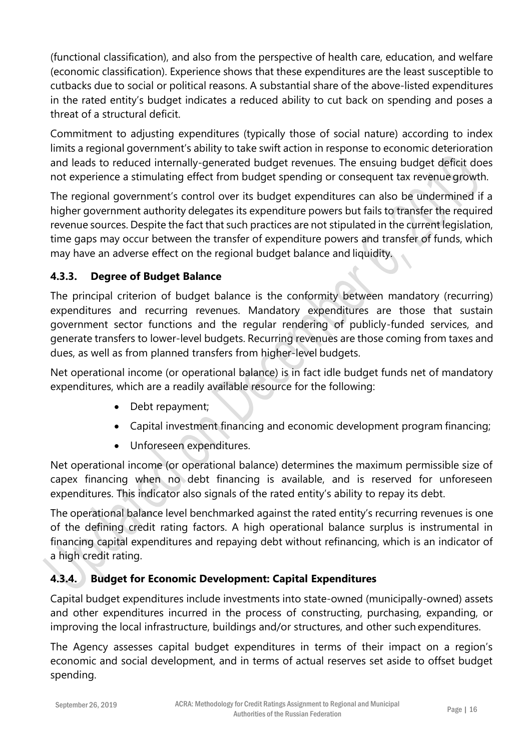(functional classification), and also from the perspective of health care, education, and welfare (economic classification). Experience shows that these expenditures are the least susceptible to cutbacks due to social or political reasons. A substantial share of the above-listed expenditures in the rated entity's budget indicates a reduced ability to cut back on spending and poses a threat of a structural deficit.

Commitment to adjusting expenditures (typically those of social nature) according to index limits a regional government's ability to take swift action in response to economic deterioration and leads to reduced internally-generated budget revenues. The ensuing budget deficit does not experience a stimulating effect from budget spending or consequent tax revenue growth.

The regional government's control over its budget expenditures can also be undermined if a higher government authority delegates its expenditure powers but fails to transfer the required revenue sources. Despite the fact that such practices are not stipulated in the current legislation, time gaps may occur between the transfer of expenditure powers and transfer of funds, which may have an adverse effect on the regional budget balance and liquidity.

### 4.3.3. Degree of Budget Balance

The principal criterion of budget balance is the conformity between mandatory (recurring) expenditures and recurring revenues. Mandatory expenditures are those that sustain government sector functions and the regular rendering of publicly-funded services, and generate transfers to lower-level budgets. Recurring revenues are those coming from taxes and dues, as well as from planned transfers from higher-level budgets.

Net operational income (or operational balance) is in fact idle budget funds net of mandatory expenditures, which are a readily available resource for the following:

- Debt repayment;
- Capital investment financing and economic development program financing;
- Unforeseen expenditures.

Net operational income (or operational balance) determines the maximum permissible size of capex financing when no debt financing is available, and is reserved for unforeseen expenditures. This indicator also signals of the rated entity's ability to repay its debt.

The operational balance level benchmarked against the rated entity's recurring revenues is one of the defining credit rating factors. A high operational balance surplus is instrumental in financing capital expenditures and repaying debt without refinancing, which is an indicator of a high credit rating.

### 4.3.4. Budget for Economic Development: Capital Expenditures

Capital budget expenditures include investments into state-owned (municipally-owned) assets and other expenditures incurred in the process of constructing, purchasing, expanding, or improving the local infrastructure, buildings and/or structures, and other such expenditures.

The Agency assesses capital budget expenditures in terms of their impact on a region's economic and social development, and in terms of actual reserves set aside to offset budget spending.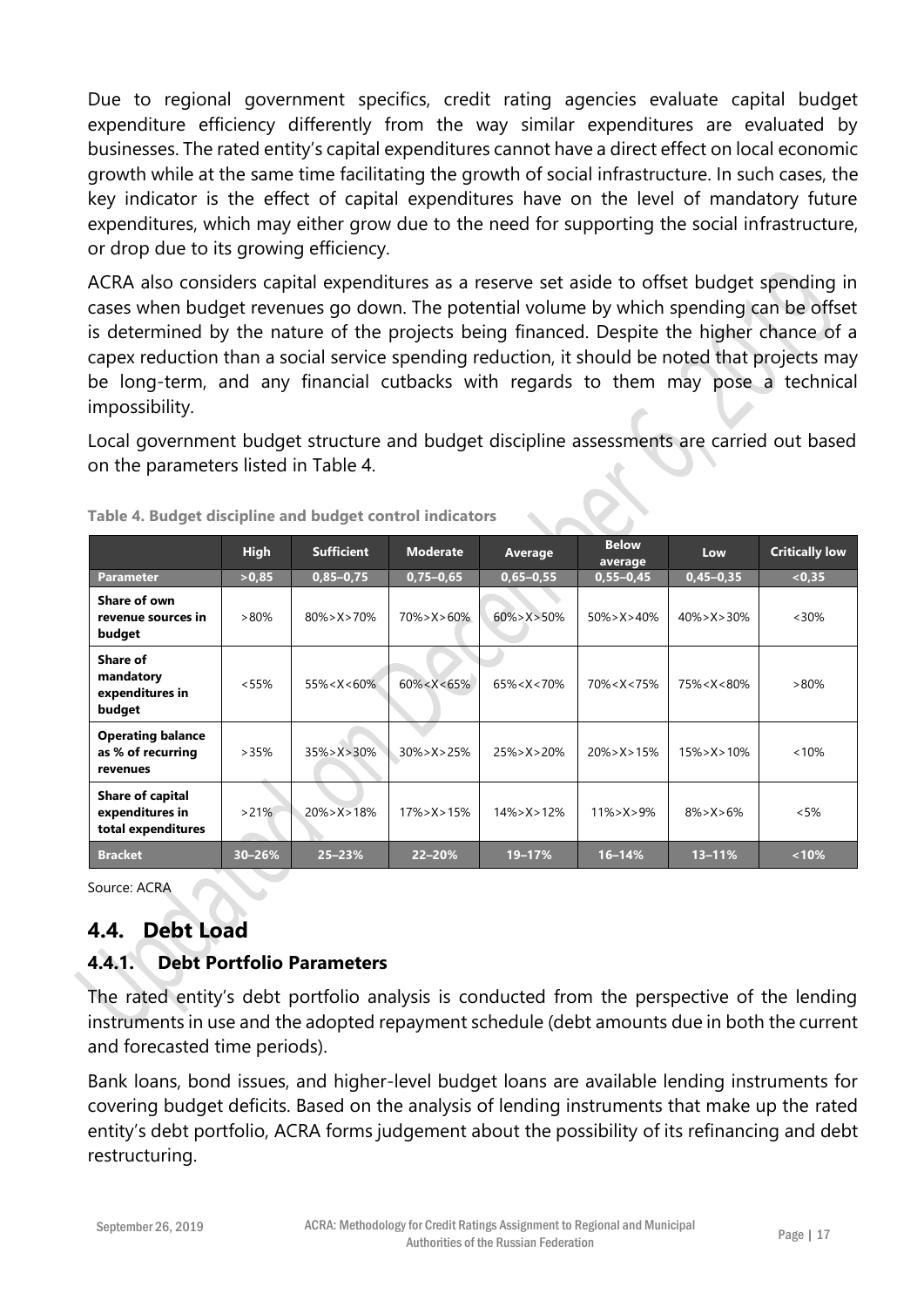Due to regional government specifics, credit rating agencies evaluate capital budget expenditure efficiency differently from the way similar expenditures are evaluated by businesses. The rated entity's capital expenditures cannot have a direct effect on local economic growth while at the same time facilitating the growth of social infrastructure. In such cases, the key indicator is the effect of capital expenditures have on the level of mandatory future expenditures, which may either grow due to the need for supporting the social infrastructure, or drop due to its growing efficiency.

ACRA also considers capital expenditures as a reserve set aside to offset budget spending in cases when budget revenues go down. The potential volume by which spending can be offset is determined by the nature of the projects being financed. Despite the higher chance of a capex reduction than a social service spending reduction, it should be noted that projects may be long-term, and any financial cutbacks with regards to them may pose a technical impossibility.

Local government budget structure and budget discipline assessments are carried out based on the parameters listed in Table 4.

**Table 4. Budget discipline and budget control indicators**

| | High | Sufficient | Moderate | Average | Below average | Low | Critically low |
|---|---|---|---|---|---|---|---|
| **Parameter** | >0,85 | 0,85–0,75 | 0,75–0,65 | 0,65–0,55 | 0,55–0,45 | 0,45–0,35 | <0,35 |
| **Share of own revenue sources in budget** | >80% | 80%>X>70% | 70%>X>60% | 60%>X>50% | 50%>X>40% | 40%>X>30% | <30% |
| **Share of mandatory expenditures in budget** | <55% | 55%<X<60% | 60%<X<65% | 65%<X<70% | 70%<X<75% | 75%<X<80% | >80% |
| **Operating balance as % of recurring revenues** | >35% | 35%>X>30% | 30%>X>25% | 25%>X>20% | 20%>X>15% | 15%>X>10% | <10% |
| **Share of capital expenditures in total expenditures** | >21% | 20%>X>18% | 17%>X>15% | 14%>X>12% | 11%>X>9% | 8%>X>6% | <5% |
| **Bracket** | 30–26% | 25–23% | 22–20% | 19–17% | 16–14% | 13–11% | <10% |

Source: ACRA

## 4.4. Debt Load

### 4.4.1. Debt Portfolio Parameters

The rated entity's debt portfolio analysis is conducted from the perspective of the lending instruments in use and the adopted repayment schedule (debt amounts due in both the current and forecasted time periods).

Bank loans, bond issues, and higher-level budget loans are available lending instruments for covering budget deficits. Based on the analysis of lending instruments that make up the rated entity's debt portfolio, ACRA forms judgement about the possibility of its refinancing and debt restructuring.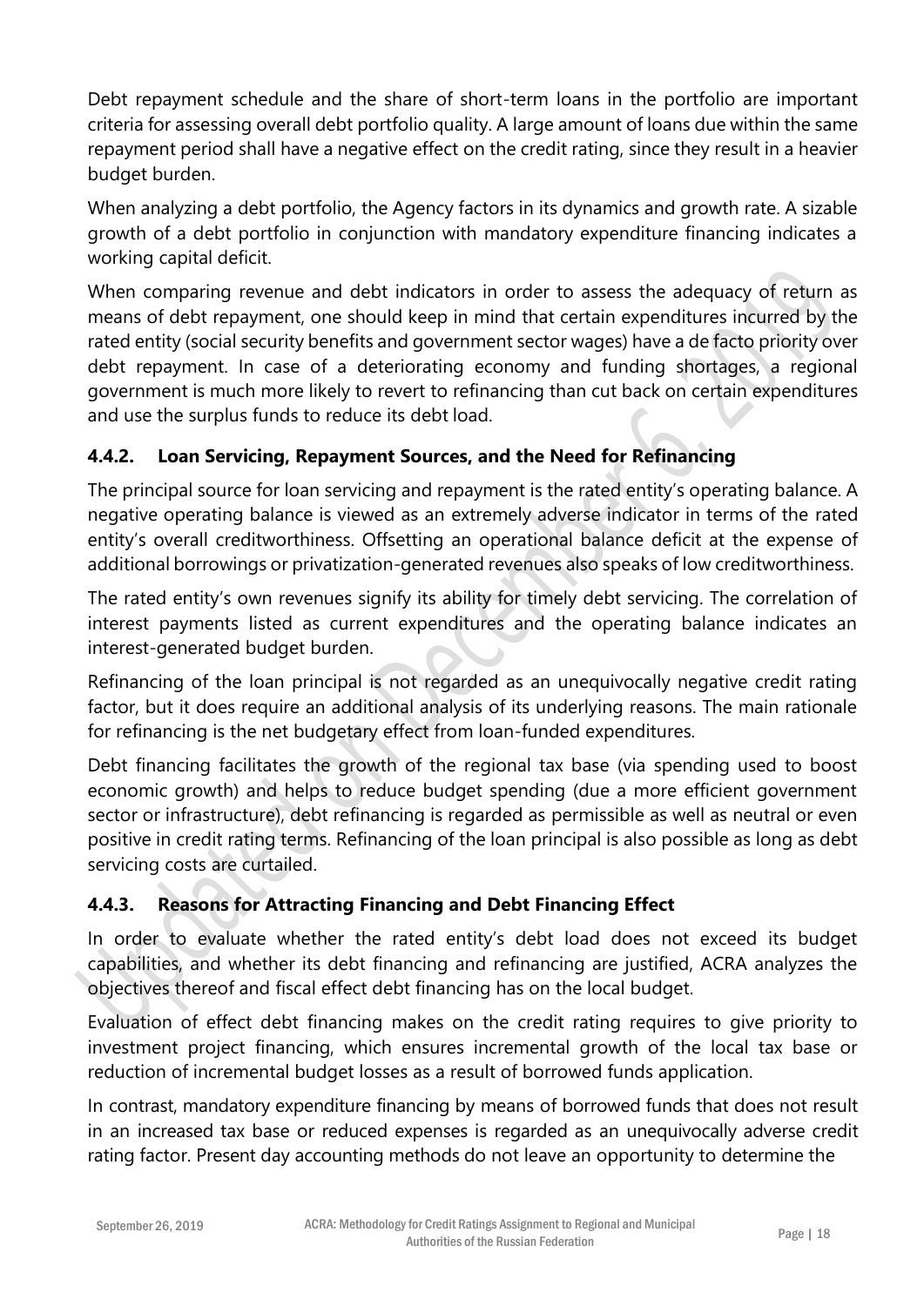Debt repayment schedule and the share of short-term loans in the portfolio are important criteria for assessing overall debt portfolio quality. A large amount of loans due within the same repayment period shall have a negative effect on the credit rating, since they result in a heavier budget burden.

When analyzing a debt portfolio, the Agency factors in its dynamics and growth rate. A sizable growth of a debt portfolio in conjunction with mandatory expenditure financing indicates a working capital deficit.

When comparing revenue and debt indicators in order to assess the adequacy of return as means of debt repayment, one should keep in mind that certain expenditures incurred by the rated entity (social security benefits and government sector wages) have a de facto priority over debt repayment. In case of a deteriorating economy and funding shortages, a regional government is much more likely to revert to refinancing than cut back on certain expenditures and use the surplus funds to reduce its debt load.

### 4.4.2. Loan Servicing, Repayment Sources, and the Need for Refinancing

The principal source for loan servicing and repayment is the rated entity's operating balance. A negative operating balance is viewed as an extremely adverse indicator in terms of the rated entity's overall creditworthiness. Offsetting an operational balance deficit at the expense of additional borrowings or privatization-generated revenues also speaks of low creditworthiness.

The rated entity's own revenues signify its ability for timely debt servicing. The correlation of interest payments listed as current expenditures and the operating balance indicates an interest-generated budget burden.

Refinancing of the loan principal is not regarded as an unequivocally negative credit rating factor, but it does require an additional analysis of its underlying reasons. The main rationale for refinancing is the net budgetary effect from loan-funded expenditures.

Debt financing facilitates the growth of the regional tax base (via spending used to boost economic growth) and helps to reduce budget spending (due a more efficient government sector or infrastructure), debt refinancing is regarded as permissible as well as neutral or even positive in credit rating terms. Refinancing of the loan principal is also possible as long as debt servicing costs are curtailed.

### 4.4.3. Reasons for Attracting Financing and Debt Financing Effect

In order to evaluate whether the rated entity's debt load does not exceed its budget capabilities, and whether its debt financing and refinancing are justified, ACRA analyzes the objectives thereof and fiscal effect debt financing has on the local budget.

Evaluation of effect debt financing makes on the credit rating requires to give priority to investment project financing, which ensures incremental growth of the local tax base or reduction of incremental budget losses as a result of borrowed funds application.

In contrast, mandatory expenditure financing by means of borrowed funds that does not result in an increased tax base or reduced expenses is regarded as an unequivocally adverse credit rating factor. Present day accounting methods do not leave an opportunity to determine the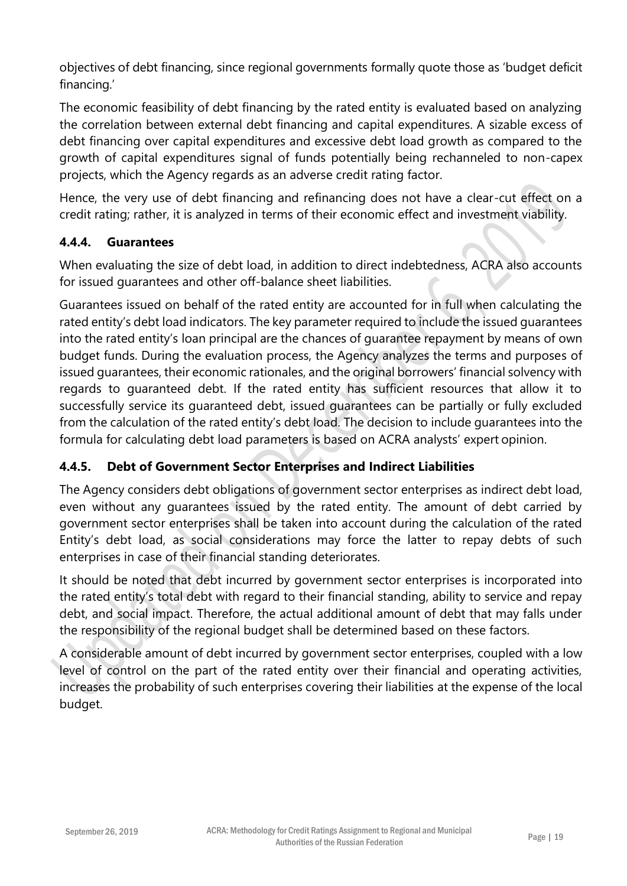objectives of debt financing, since regional governments formally quote those as 'budget deficit financing.'

The economic feasibility of debt financing by the rated entity is evaluated based on analyzing the correlation between external debt financing and capital expenditures. A sizable excess of debt financing over capital expenditures and excessive debt load growth as compared to the growth of capital expenditures signal of funds potentially being rechanneled to non-capex projects, which the Agency regards as an adverse credit rating factor.

Hence, the very use of debt financing and refinancing does not have a clear-cut effect on a credit rating; rather, it is analyzed in terms of their economic effect and investment viability.

### 4.4.4. Guarantees

When evaluating the size of debt load, in addition to direct indebtedness, ACRA also accounts for issued guarantees and other off-balance sheet liabilities.

Guarantees issued on behalf of the rated entity are accounted for in full when calculating the rated entity's debt load indicators. The key parameter required to include the issued guarantees into the rated entity's loan principal are the chances of guarantee repayment by means of own budget funds. During the evaluation process, the Agency analyzes the terms and purposes of issued guarantees, their economic rationales, and the original borrowers' financial solvency with regards to guaranteed debt. If the rated entity has sufficient resources that allow it to successfully service its guaranteed debt, issued guarantees can be partially or fully excluded from the calculation of the rated entity's debt load. The decision to include guarantees into the formula for calculating debt load parameters is based on ACRA analysts' expert opinion.

### 4.4.5. Debt of Government Sector Enterprises and Indirect Liabilities

The Agency considers debt obligations of government sector enterprises as indirect debt load, even without any guarantees issued by the rated entity. The amount of debt carried by government sector enterprises shall be taken into account during the calculation of the rated Entity's debt load, as social considerations may force the latter to repay debts of such enterprises in case of their financial standing deteriorates.

It should be noted that debt incurred by government sector enterprises is incorporated into the rated entity's total debt with regard to their financial standing, ability to service and repay debt, and social impact. Therefore, the actual additional amount of debt that may falls under the responsibility of the regional budget shall be determined based on these factors.

A considerable amount of debt incurred by government sector enterprises, coupled with a low level of control on the part of the rated entity over their financial and operating activities, increases the probability of such enterprises covering their liabilities at the expense of the local budget.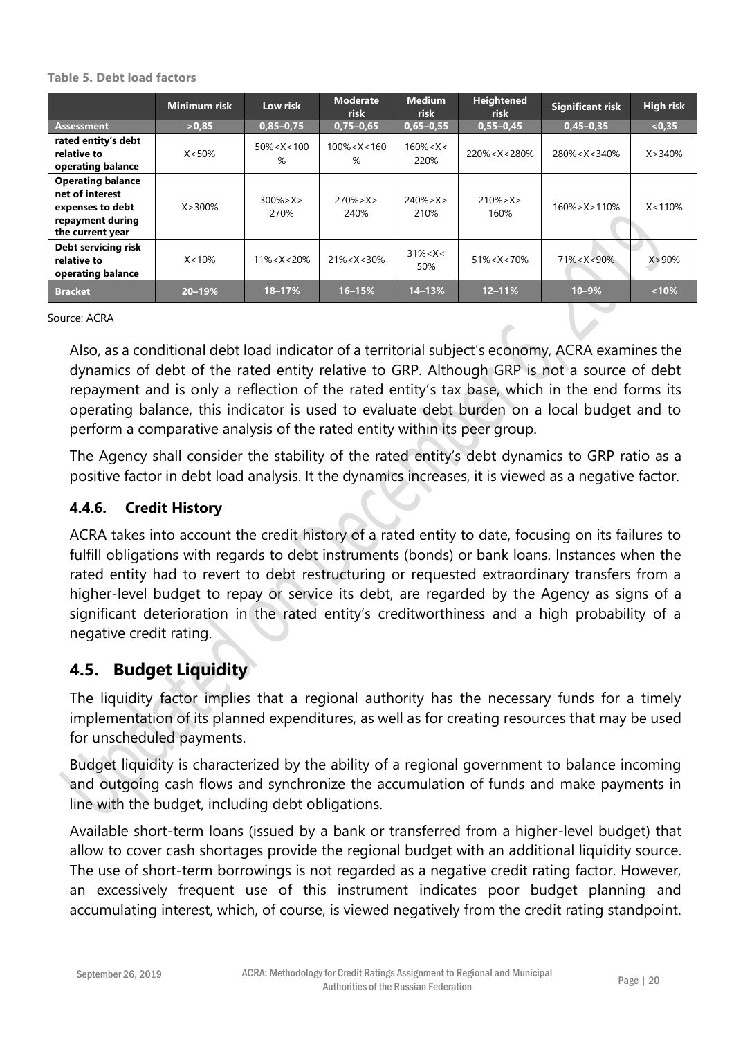**Table 5. Debt load factors**

| | Minimum risk | Low risk | Moderate risk | Medium risk | Heightened risk | Significant risk | High risk |
|---|---|---|---|---|---|---|---|
| **Assessment** | >0,85 | 0,85–0,75 | 0,75–0,65 | 0,65–0,55 | 0,55–0,45 | 0,45–0,35 | <0,35 |
| **rated entity's debt relative to operating balance** | X<50% | 50%<X<100% | 100%<X<160% | 160%<X<220% | 220%<X<280% | 280%<X<340% | X>340% |
| **Operating balance net of interest expenses to debt repayment during the current year** | X>300% | 300%>X>270% | 270%>X>240% | 240%>X>210% | 210%>X>160% | 160%>X>110% | X<110% |
| **Debt servicing risk relative to operating balance** | X<10% | 11%<X<20% | 21%<X<30% | 31%<X<50% | 51%<X<70% | 71%<X<90% | X>90% |
| **Bracket** | 20–19% | 18–17% | 16–15% | 14–13% | 12–11% | 10–9% | <10% |

Source: ACRA

Also, as a conditional debt load indicator of a territorial subject's economy, ACRA examines the dynamics of debt of the rated entity relative to GRP. Although GRP is not a source of debt repayment and is only a reflection of the rated entity's tax base, which in the end forms its operating balance, this indicator is used to evaluate debt burden on a local budget and to perform a comparative analysis of the rated entity within its peer group.

The Agency shall consider the stability of the rated entity's debt dynamics to GRP ratio as a positive factor in debt load analysis. It the dynamics increases, it is viewed as a negative factor.

### 4.4.6. Credit History

ACRA takes into account the credit history of a rated entity to date, focusing on its failures to fulfill obligations with regards to debt instruments (bonds) or bank loans. Instances when the rated entity had to revert to debt restructuring or requested extraordinary transfers from a higher-level budget to repay or service its debt, are regarded by the Agency as signs of a significant deterioration in the rated entity's creditworthiness and a high probability of a negative credit rating.

## 4.5. Budget Liquidity

The liquidity factor implies that a regional authority has the necessary funds for a timely implementation of its planned expenditures, as well as for creating resources that may be used for unscheduled payments.

Budget liquidity is characterized by the ability of a regional government to balance incoming and outgoing cash flows and synchronize the accumulation of funds and make payments in line with the budget, including debt obligations.

Available short-term loans (issued by a bank or transferred from a higher-level budget) that allow to cover cash shortages provide the regional budget with an additional liquidity source. The use of short-term borrowings is not regarded as a negative credit rating factor. However, an excessively frequent use of this instrument indicates poor budget planning and accumulating interest, which, of course, is viewed negatively from the credit rating standpoint.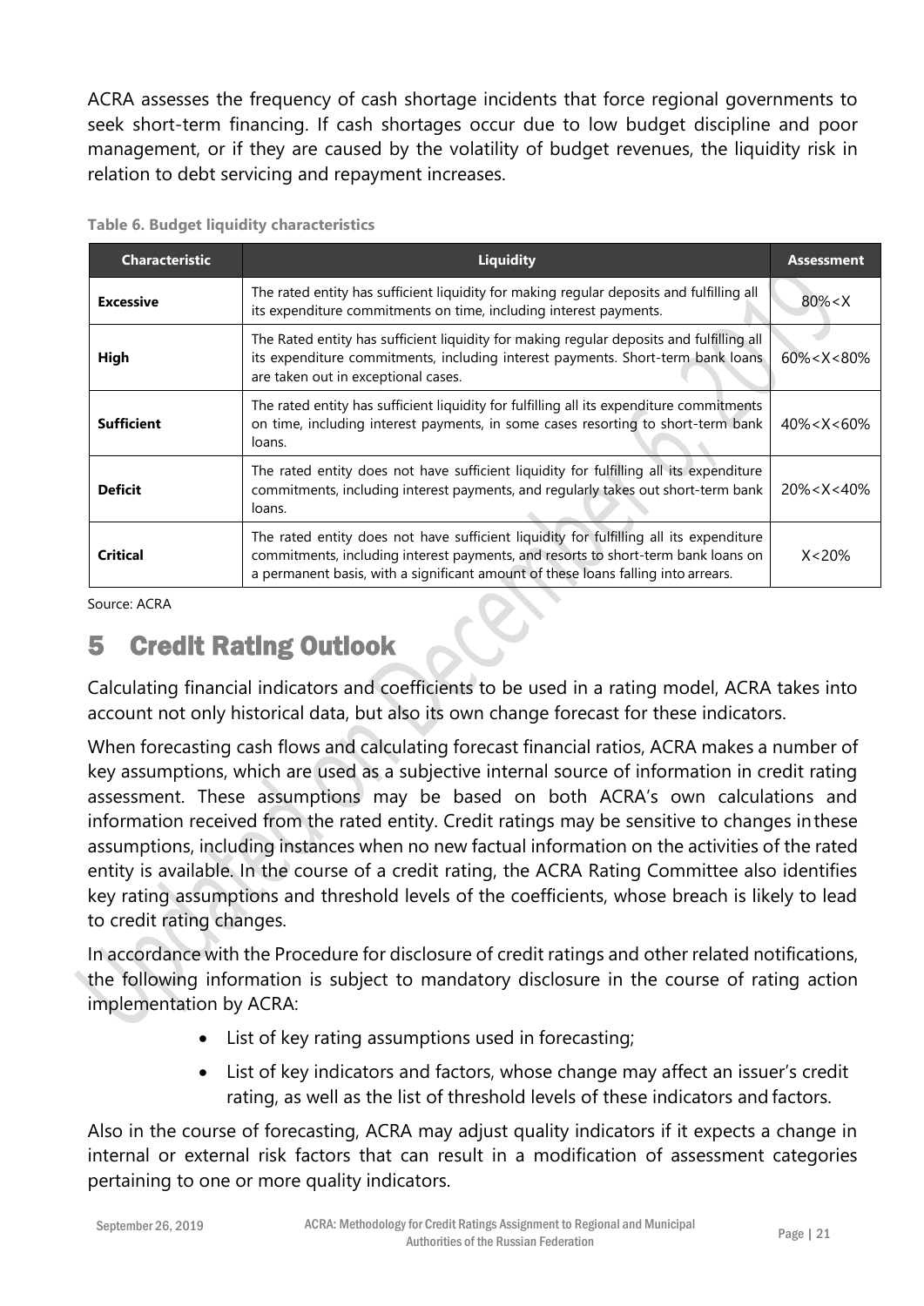ACRA assesses the frequency of cash shortage incidents that force regional governments to seek short-term financing. If cash shortages occur due to low budget discipline and poor management, or if they are caused by the volatility of budget revenues, the liquidity risk in relation to debt servicing and repayment increases.

**Table 6. Budget liquidity characteristics**

| Characteristic | Liquidity | Assessment |
|---|---|---|
| **Excessive** | The rated entity has sufficient liquidity for making regular deposits and fulfilling all its expenditure commitments on time, including interest payments. | 80%<X |
| **High** | The Rated entity has sufficient liquidity for making regular deposits and fulfilling all its expenditure commitments, including interest payments. Short-term bank loans are taken out in exceptional cases. | 60%<X<80% |
| **Sufficient** | The rated entity has sufficient liquidity for fulfilling all its expenditure commitments on time, including interest payments, in some cases resorting to short-term bank loans. | 40%<X<60% |
| **Deficit** | The rated entity does not have sufficient liquidity for fulfilling all its expenditure commitments, including interest payments, and regularly takes out short-term bank loans. | 20%<X<40% |
| **Critical** | The rated entity does not have sufficient liquidity for fulfilling all its expenditure commitments, including interest payments, and resorts to short-term bank loans on a permanent basis, with a significant amount of these loans falling into arrears. | X<20% |

Source: ACRA

# 5 Credit Rating Outlook

Calculating financial indicators and coefficients to be used in a rating model, ACRA takes into account not only historical data, but also its own change forecast for these indicators.

When forecasting cash flows and calculating forecast financial ratios, ACRA makes a number of key assumptions, which are used as a subjective internal source of information in credit rating assessment. These assumptions may be based on both ACRA's own calculations and information received from the rated entity. Credit ratings may be sensitive to changes in these assumptions, including instances when no new factual information on the activities of the rated entity is available. In the course of a credit rating, the ACRA Rating Committee also identifies key rating assumptions and threshold levels of the coefficients, whose breach is likely to lead to credit rating changes.

In accordance with the Procedure for disclosure of credit ratings and other related notifications, the following information is subject to mandatory disclosure in the course of rating action implementation by ACRA:

- List of key rating assumptions used in forecasting;
- List of key indicators and factors, whose change may affect an issuer's credit rating, as well as the list of threshold levels of these indicators and factors.

Also in the course of forecasting, ACRA may adjust quality indicators if it expects a change in internal or external risk factors that can result in a modification of assessment categories pertaining to one or more quality indicators.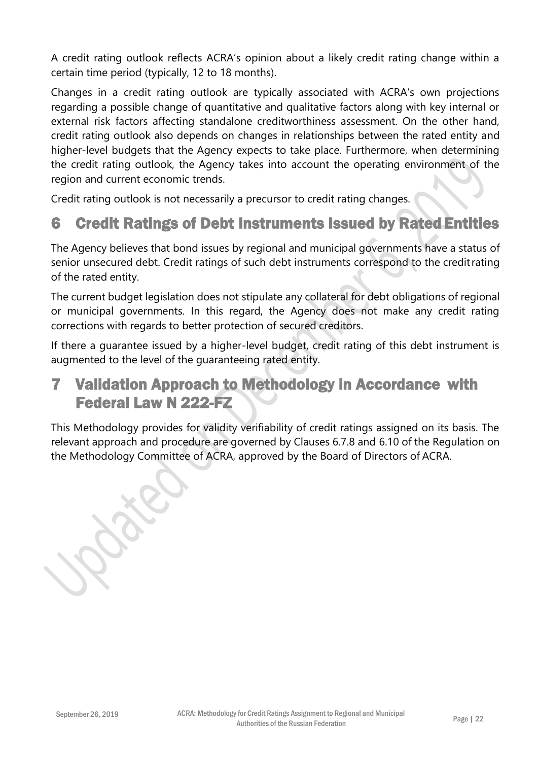A credit rating outlook reflects ACRA's opinion about a likely credit rating change within a certain time period (typically, 12 to 18 months).

Changes in a credit rating outlook are typically associated with ACRA's own projections regarding a possible change of quantitative and qualitative factors along with key internal or external risk factors affecting standalone creditworthiness assessment. On the other hand, credit rating outlook also depends on changes in relationships between the rated entity and higher-level budgets that the Agency expects to take place. Furthermore, when determining the credit rating outlook, the Agency takes into account the operating environment of the region and current economic trends.

Credit rating outlook is not necessarily a precursor to credit rating changes.

# 6 Credit Ratings of Debt Instruments Issued by Rated Entities

The Agency believes that bond issues by regional and municipal governments have a status of senior unsecured debt. Credit ratings of such debt instruments correspond to the credit rating of the rated entity.

The current budget legislation does not stipulate any collateral for debt obligations of regional or municipal governments. In this regard, the Agency does not make any credit rating corrections with regards to better protection of secured creditors.

If there a guarantee issued by a higher-level budget, credit rating of this debt instrument is augmented to the level of the guaranteeing rated entity.

# 7 Validation Approach to Methodology in Accordance with Federal Law N 222-FZ

This Methodology provides for validity verifiability of credit ratings assigned on its basis. The relevant approach and procedure are governed by Clauses 6.7.8 and 6.10 of the Regulation on the Methodology Committee of ACRA, approved by the Board of Directors of ACRA.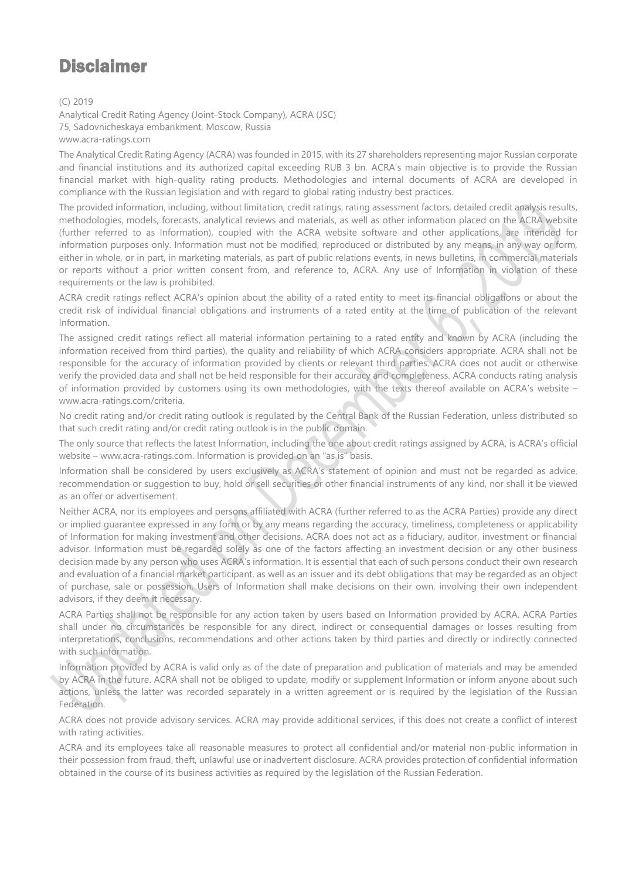# Disclaimer

(C) 2019

Analytical Credit Rating Agency (Joint-Stock Company), ACRA (JSC)

75, Sadovnicheskaya embankment, Moscow, Russia

www.acra-ratings.com

The Analytical Credit Rating Agency (ACRA) was founded in 2015, with its 27 shareholders representing major Russian corporate and financial institutions and its authorized capital exceeding RUB 3 bn. ACRA's main objective is to provide the Russian financial market with high-quality rating products. Methodologies and internal documents of ACRA are developed in compliance with the Russian legislation and with regard to global rating industry best practices.

The provided information, including, without limitation, credit ratings, rating assessment factors, detailed credit analysis results, methodologies, models, forecasts, analytical reviews and materials, as well as other information placed on the ACRA website (further referred to as Information), coupled with the ACRA website software and other applications, are intended for information purposes only. Information must not be modified, reproduced or distributed by any means, in any way or form, either in whole, or in part, in marketing materials, as part of public relations events, in news bulletins, in commercial materials or reports without a prior written consent from, and reference to, ACRA. Any use of Information in violation of these requirements or the law is prohibited.

ACRA credit ratings reflect ACRA's opinion about the ability of a rated entity to meet its financial obligations or about the credit risk of individual financial obligations and instruments of a rated entity at the time of publication of the relevant Information.

The assigned credit ratings reflect all material information pertaining to a rated entity and known by ACRA (including the information received from third parties), the quality and reliability of which ACRA considers appropriate. ACRA shall not be responsible for the accuracy of information provided by clients or relevant third parties. ACRA does not audit or otherwise verify the provided data and shall not be held responsible for their accuracy and completeness. ACRA conducts rating analysis of information provided by customers using its own methodologies, with the texts thereof available on ACRA's website – www.acra-ratings.com/criteria.

No credit rating and/or credit rating outlook is regulated by the Central Bank of the Russian Federation, unless distributed so that such credit rating and/or credit rating outlook is in the public domain.

The only source that reflects the latest Information, including the one about credit ratings assigned by ACRA, is ACRA's official website – www.acra-ratings.com. Information is provided on an "as is" basis.

Information shall be considered by users exclusively as ACRA's statement of opinion and must not be regarded as advice, recommendation or suggestion to buy, hold or sell securities or other financial instruments of any kind, nor shall it be viewed as an offer or advertisement.

Neither ACRA, nor its employees and persons affiliated with ACRA (further referred to as the ACRA Parties) provide any direct or implied guarantee expressed in any form or by any means regarding the accuracy, timeliness, completeness or applicability of Information for making investment and other decisions. ACRA does not act as a fiduciary, auditor, investment or financial advisor. Information must be regarded solely as one of the factors affecting an investment decision or any other business decision made by any person who uses ACRA's information. It is essential that each of such persons conduct their own research and evaluation of a financial market participant, as well as an issuer and its debt obligations that may be regarded as an object of purchase, sale or possession. Users of Information shall make decisions on their own, involving their own independent advisors, if they deem it necessary.

ACRA Parties shall not be responsible for any action taken by users based on Information provided by ACRA. ACRA Parties shall under no circumstances be responsible for any direct, indirect or consequential damages or losses resulting from interpretations, conclusions, recommendations and other actions taken by third parties and directly or indirectly connected with such information.

Information provided by ACRA is valid only as of the date of preparation and publication of materials and may be amended by ACRA in the future. ACRA shall not be obliged to update, modify or supplement Information or inform anyone about such actions, unless the latter was recorded separately in a written agreement or is required by the legislation of the Russian Federation.

ACRA does not provide advisory services. ACRA may provide additional services, if this does not create a conflict of interest with rating activities.

ACRA and its employees take all reasonable measures to protect all confidential and/or material non-public information in their possession from fraud, theft, unlawful use or inadvertent disclosure. ACRA provides protection of confidential information obtained in the course of its business activities as required by the legislation of the Russian Federation.